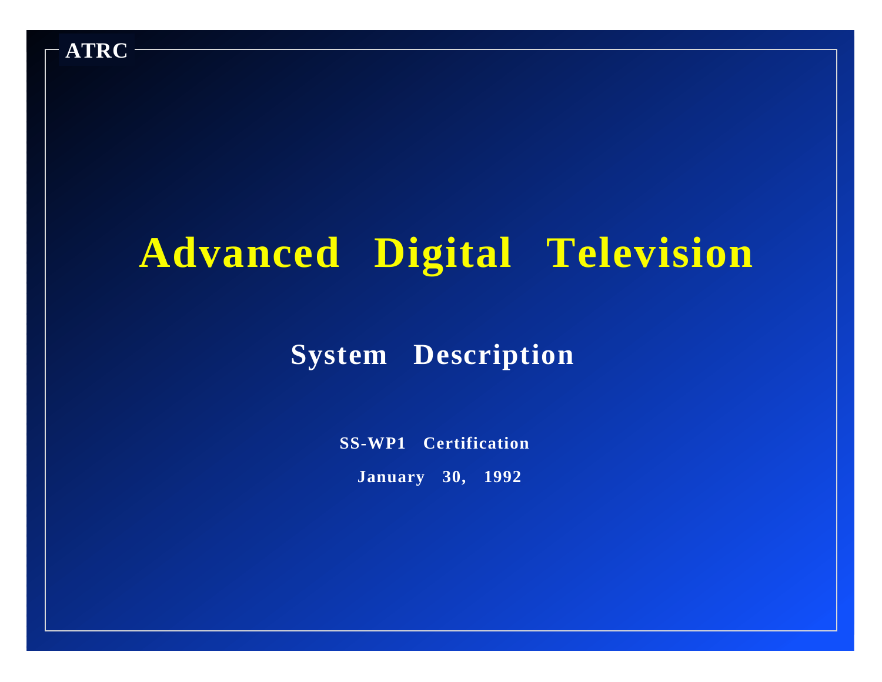ATRC

# Advanced Digital Television

## System Description

**SS-WP1 Certification**

**January 30, 1992**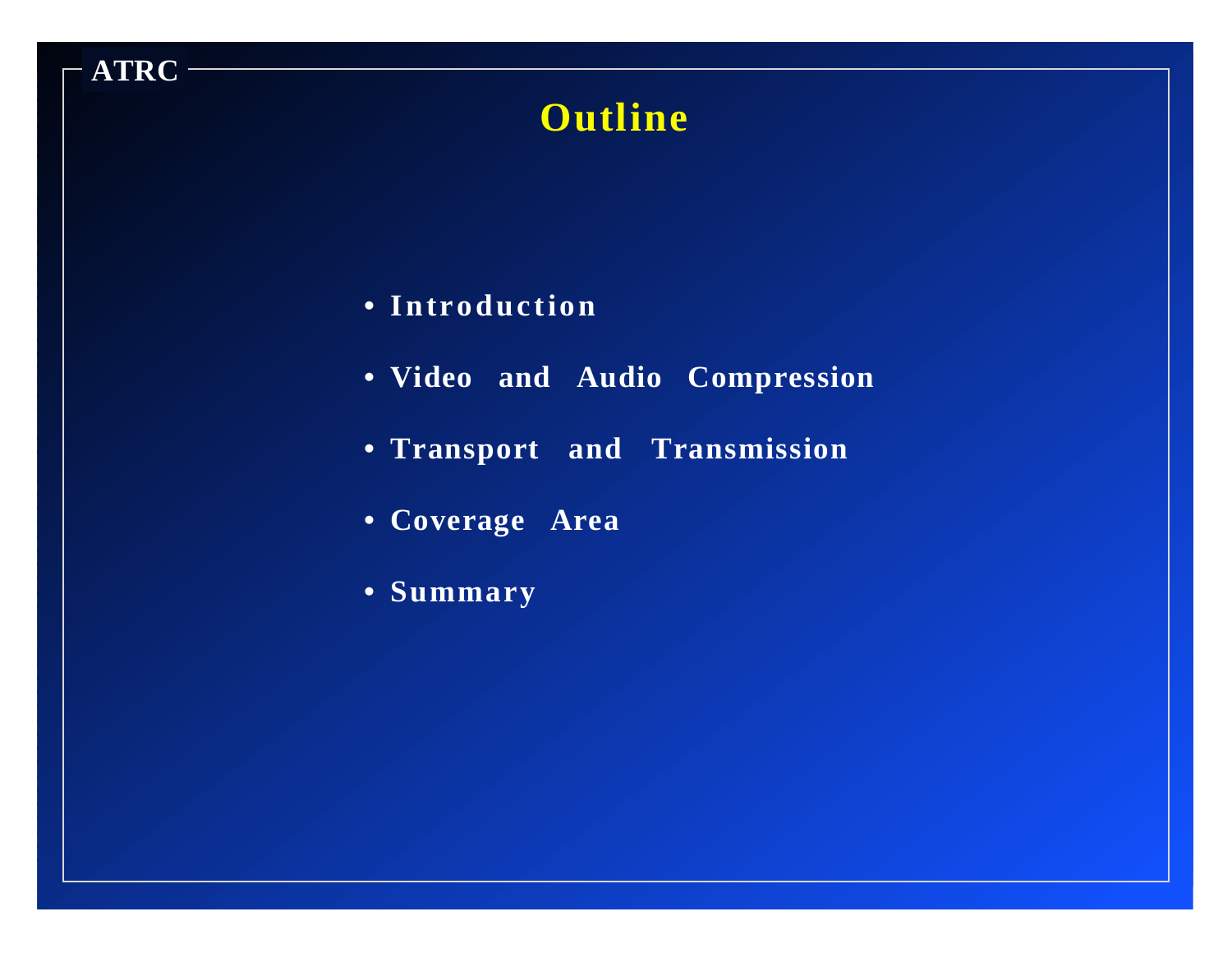# Outline

- Introduction
- Video and Audio Compression
- Transport and Transmission
- Coverage Area
- Summary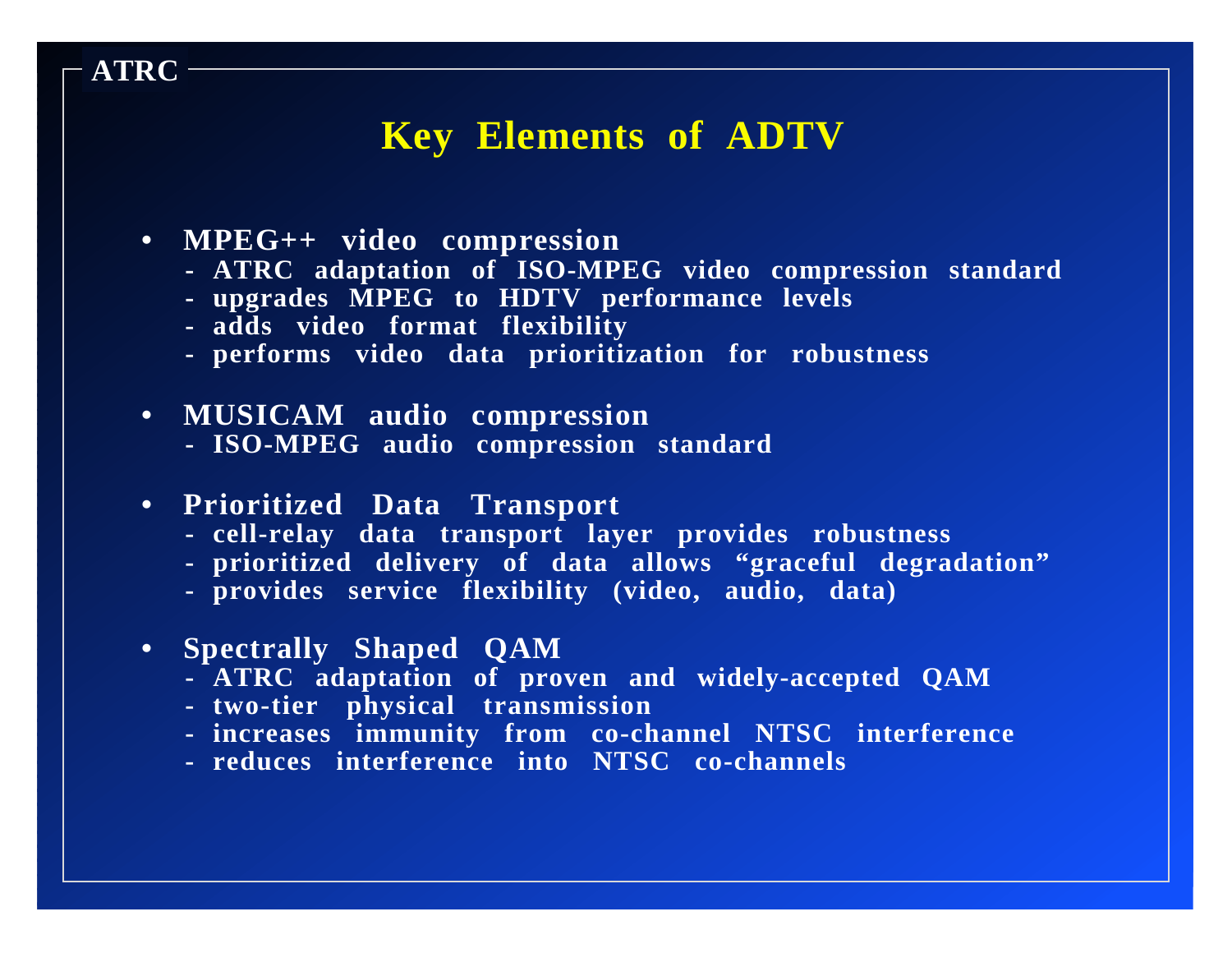# Key Elements of ADTV

- **MPEG++ video compression**
  - ATRC adaptation of ISO-MPEG video compression standard
  - upgrades MPEG to HDTV performance levels
  - adds video format flexibility
  - performs video data prioritization for robustness
- **MUSICAM audio compression**
  - ISO-MPEG audio compression standard
- **Prioritized Data Transport**
  - cell-relay data transport layer provides robustness
  - prioritized delivery of data allows "graceful degradation"
  - provides service flexibility (video, audio, data)
- **Spectrally Shaped QAM**
  - ATRC adaptation of proven and widely-accepted QAM
  - two-tier physical transmission
  - increases immunity from co-channel NTSC interference
  - reduces interference into NTSC co-channels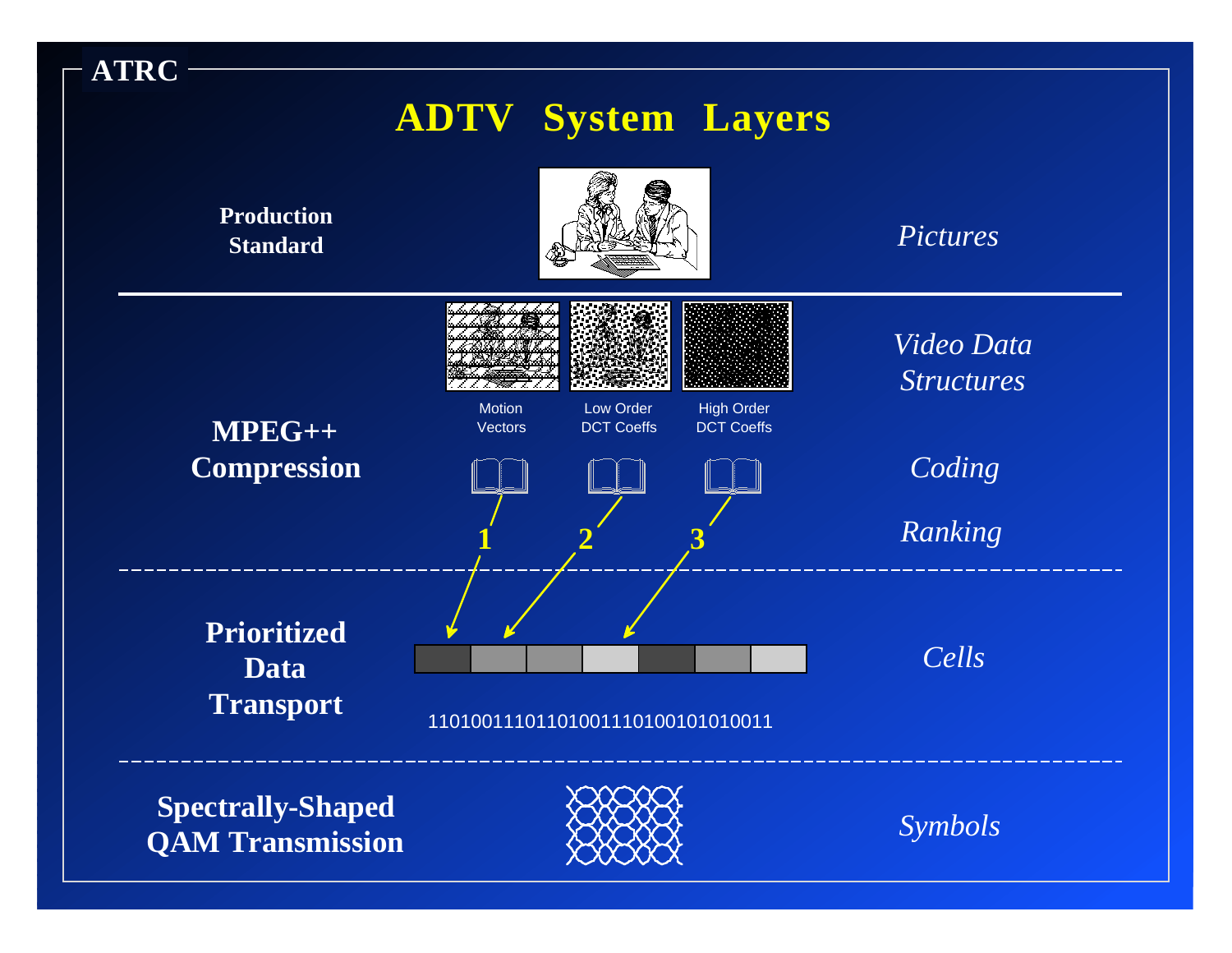ATRC

# ADTV System Layers

| Layer | Content | Data Unit |
| --- | --- | --- |
| **Production Standard** | | *Pictures* |
| **MPEG++ Compression** | Motion Vectors; Low Order DCT Coeffs; High Order DCT Coeffs | *Video Data Structures* |
| | | *Coding* |
| | 1, 2, 3 | *Ranking* |
| **Prioritized Data Transport** | 1101001110110100111010010101001​1 | *Cells* |
| **Spectrally-Shaped QAM Transmission** | | *Symbols* |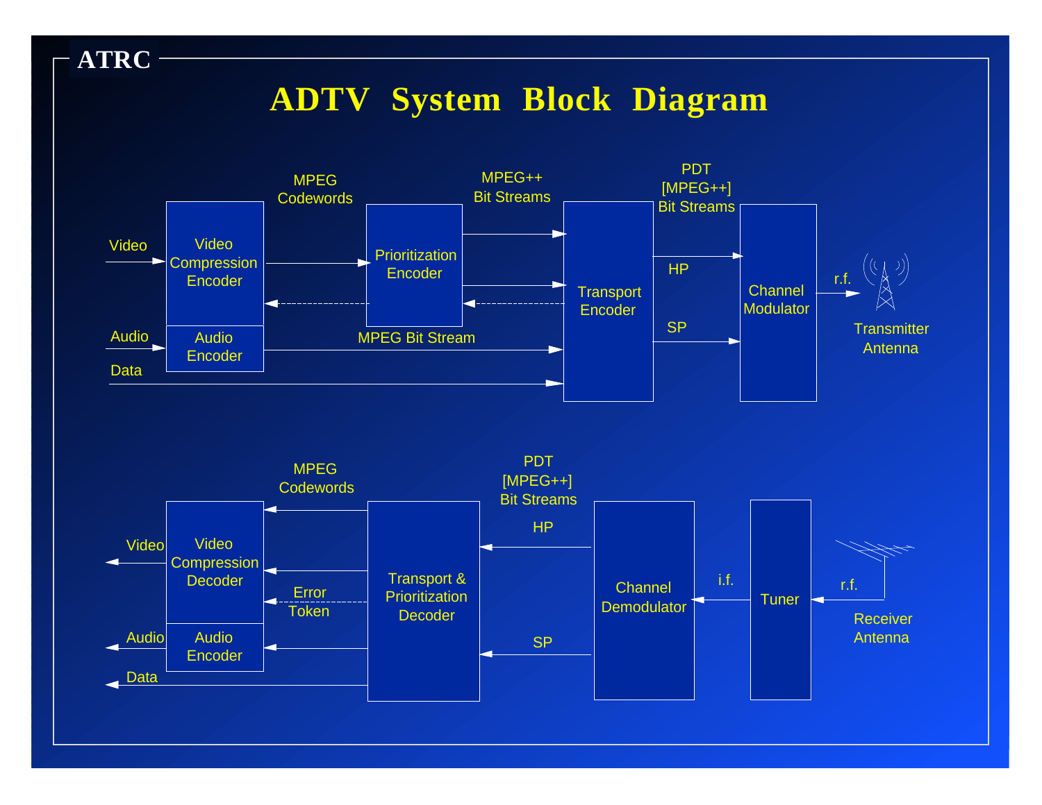ATRC

# ADTV System Block Diagram

Video → Video Compression Encoder → MPEG Codewords → Prioritization Encoder → MPEG++ Bit Streams → Transport Encoder → PDT [MPEG++] Bit Streams (HP, SP) → Channel Modulator → r.f. → Transmitter Antenna

Audio → Audio Encoder → MPEG Bit Stream → Transport Encoder

Data → Transport Encoder

Receiver Antenna → r.f. → Tuner → i.f. → Channel Demodulator → PDT [MPEG++] Bit Streams (HP, SP) → Transport & Prioritization Decoder → MPEG Codewords / Error Token → Video Compression Decoder → Video

Transport & Prioritization Decoder → Audio Encoder → Audio

Transport & Prioritization Decoder → Data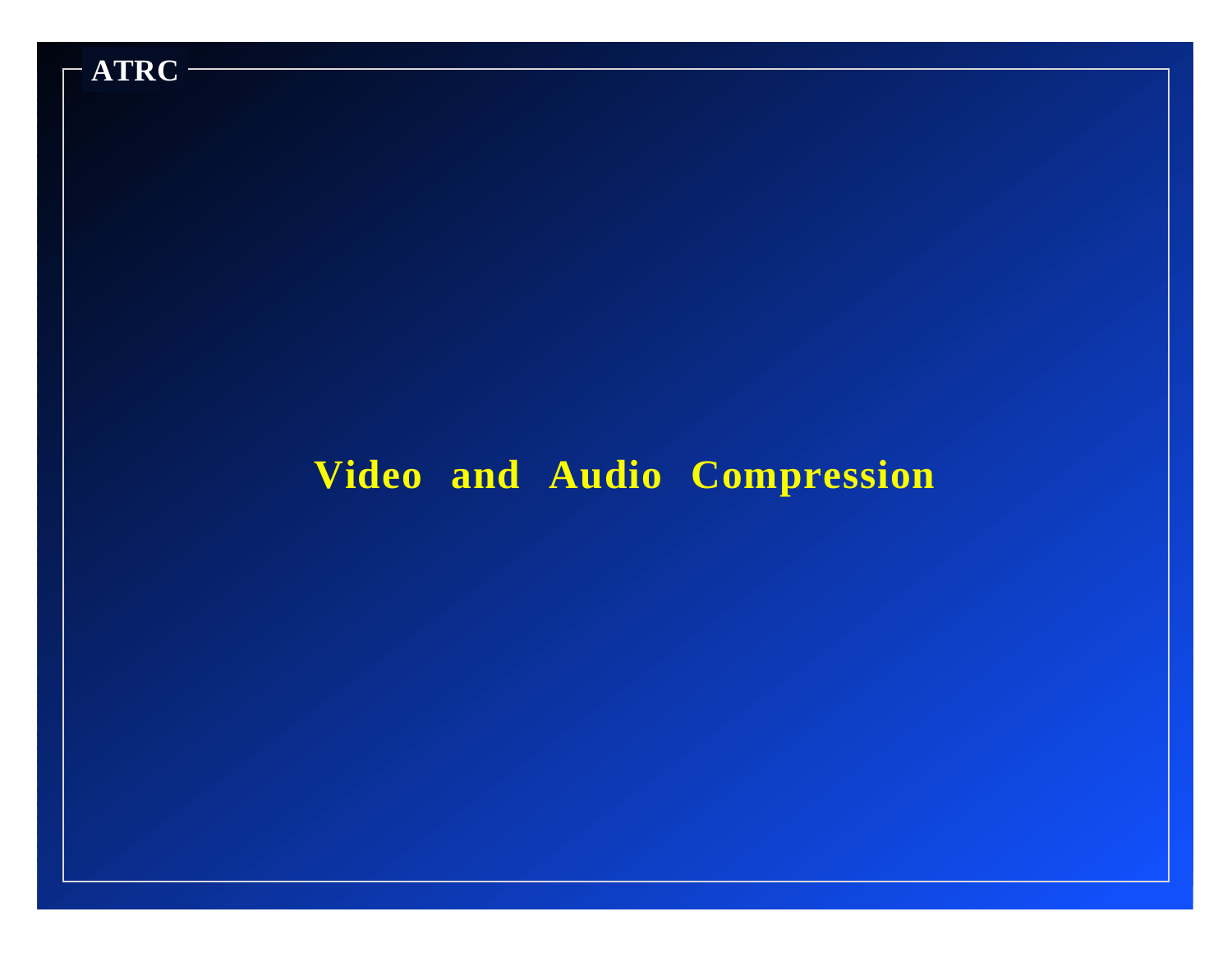# Video and Audio Compression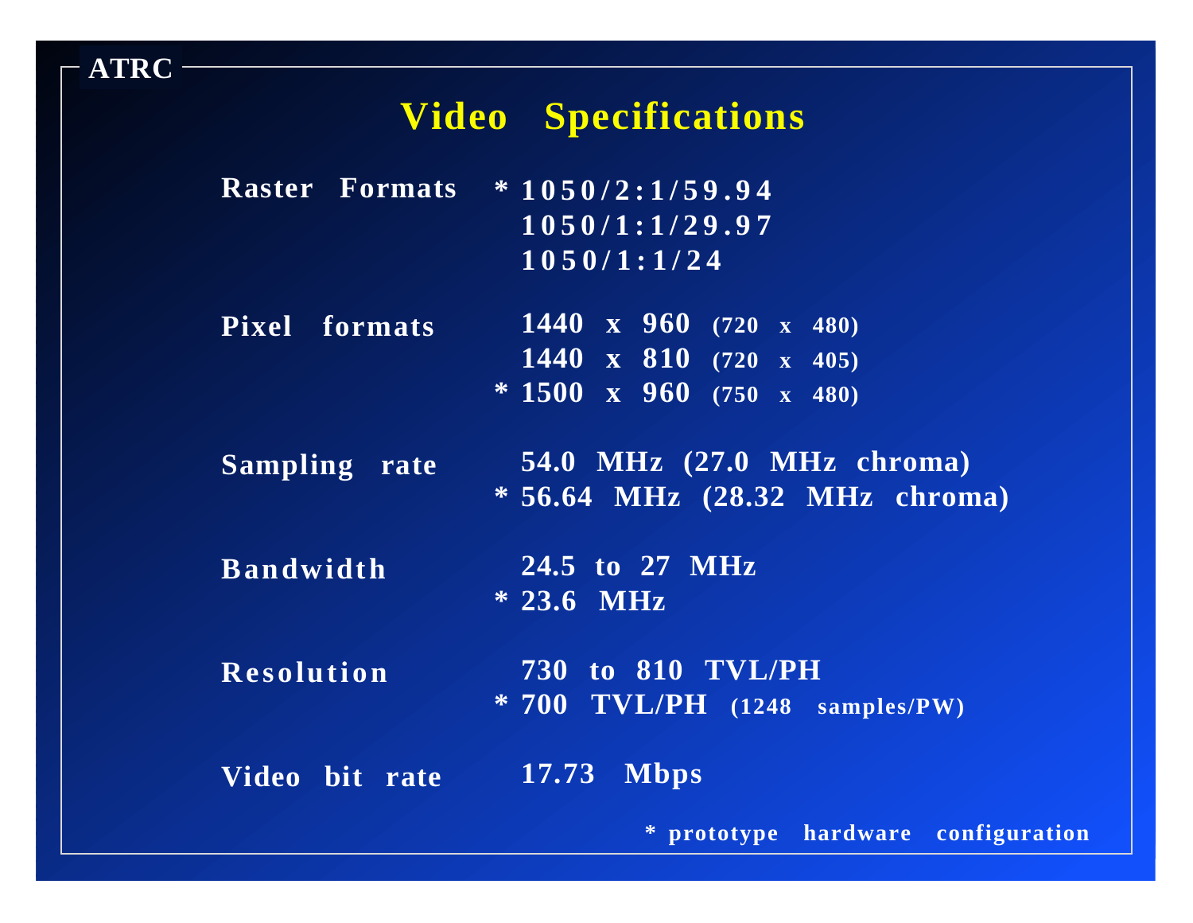ATRC

# Video Specifications

| | |
|---|---|
| Raster Formats | * 1050/2:1/59.94 |
| | 1050/1:1/29.97 |
| | 1050/1:1/24 |
| Pixel formats | 1440 x 960 (720 x 480) |
| | 1440 x 810 (720 x 405) |
| | * 1500 x 960 (750 x 480) |
| Sampling rate | 54.0 MHz (27.0 MHz chroma) |
| | * 56.64 MHz (28.32 MHz chroma) |
| Bandwidth | 24.5 to 27 MHz |
| | * 23.6 MHz |
| Resolution | 730 to 810 TVL/PH |
| | * 700 TVL/PH (1248 samples/PW) |
| Video bit rate | 17.73 Mbps |

* prototype hardware configuration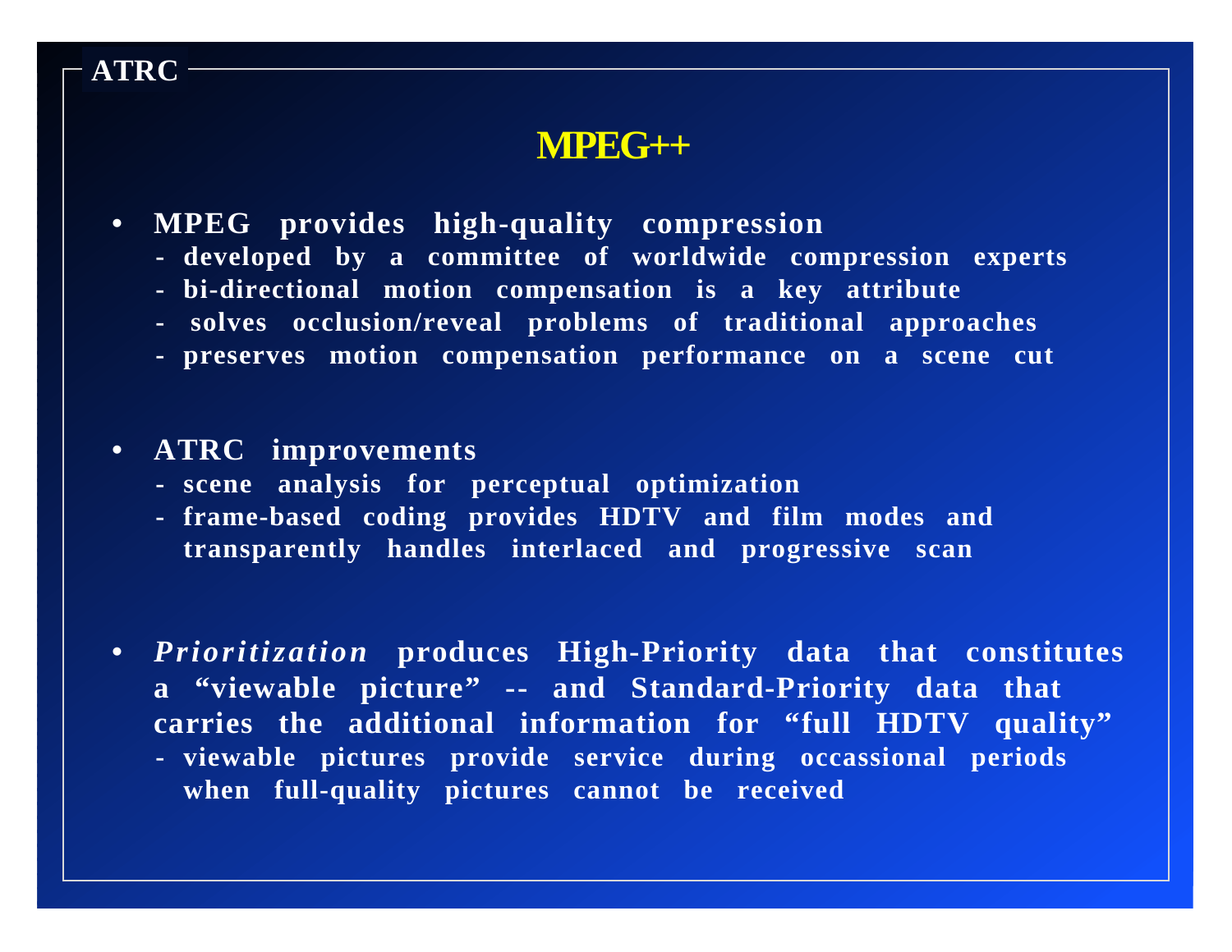ATRC

# MPEG++

- **MPEG provides high-quality compression**
  - **developed by a committee of worldwide compression experts**
  - **bi-directional motion compensation is a key attribute**
  - **solves occlusion/reveal problems of traditional approaches**
  - **preserves motion compensation performance on a scene cut**

- **ATRC improvements**
  - **scene analysis for perceptual optimization**
  - **frame-based coding provides HDTV and film modes and transparently handles interlaced and progressive scan**

- ***Prioritization*** **produces High-Priority data that constitutes a "viewable picture" -- and Standard-Priority data that carries the additional information for "full HDTV quality"**
  - **viewable pictures provide service during occassional periods when full-quality pictures cannot be received**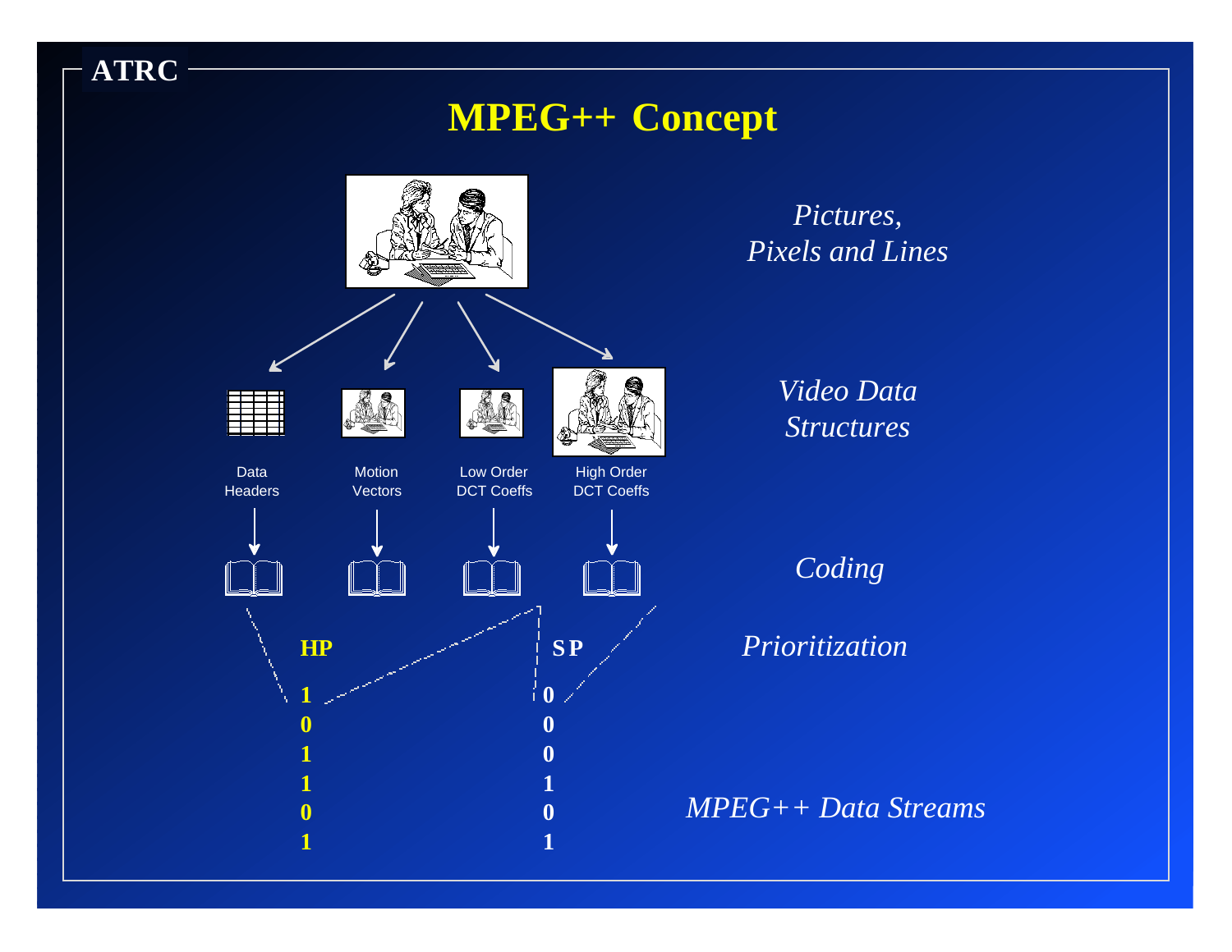# MPEG++ Concept

*Pictures, Pixels and Lines*

*Video Data Structures*

Data Headers | Motion Vectors | Low Order DCT Coeffs | High Order DCT Coeffs

*Coding*

*Prioritization*

**HP**

**SP**

| HP | SP |
|---|---|
| 1 | 0 |
| 0 | 0 |
| 1 | 0 |
| 1 | 1 |
| 0 | 0 |
| 1 | 1 |

*MPEG++ Data Streams*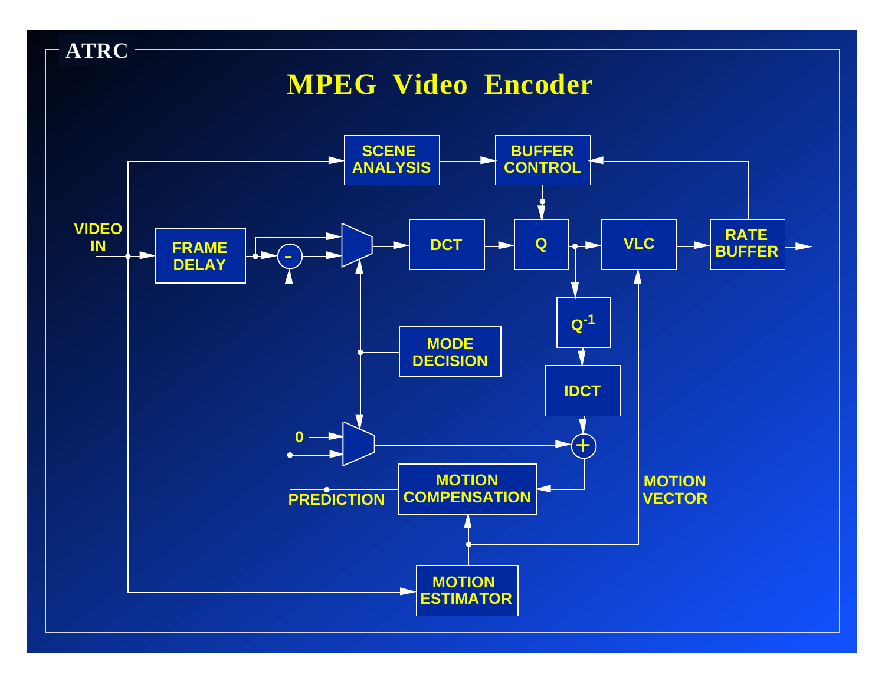ATRC

# MPEG Video Encoder

VIDEO IN

FRAME DELAY

SCENE ANALYSIS

BUFFER CONTROL

DCT

Q

VLC

RATE BUFFER

$Q^{-1}$

IDCT

MODE DECISION

0

PREDICTION

MOTION COMPENSATION

MOTION VECTOR

MOTION ESTIMATOR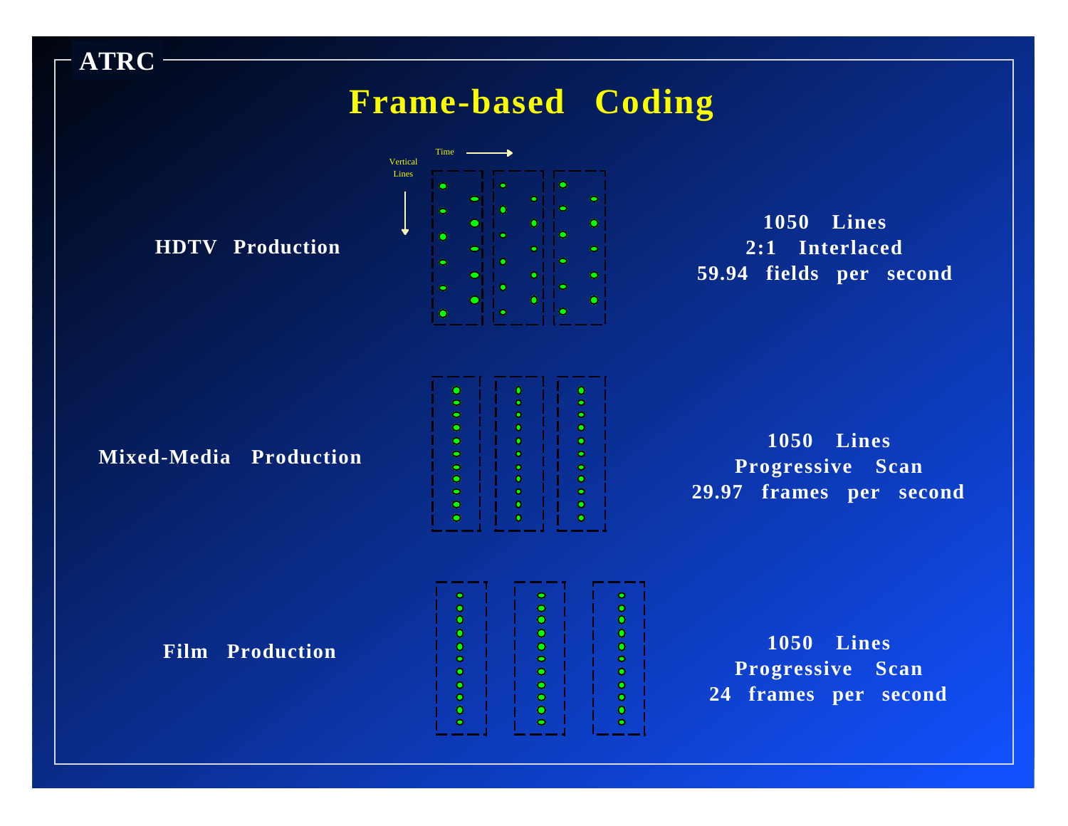ATRC

# Frame-based Coding

Time →

Vertical Lines ↓

| | |
|---|---|
| **HDTV Production** | **1050 Lines**<br>**2:1 Interlaced**<br>**59.94 fields per second** |
| **Mixed-Media Production** | **1050 Lines**<br>**Progressive Scan**<br>**29.97 frames per second** |
| **Film Production** | **1050 Lines**<br>**Progressive Scan**<br>**24 frames per second** |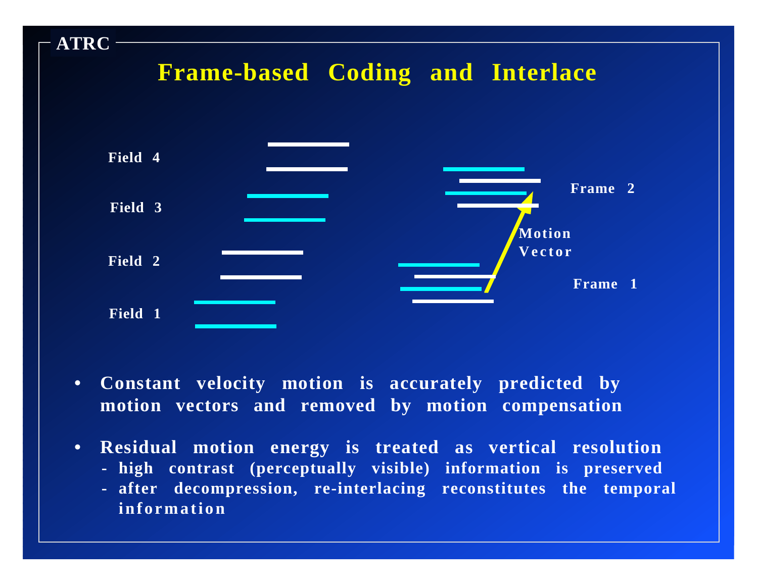ATRC

# Frame-based Coding and Interlace

Field 4

Field 3

Field 2

Field 1

Frame 2

Motion Vector

Frame 1

- **Constant velocity motion is accurately predicted by motion vectors and removed by motion compensation**
- **Residual motion energy is treated as vertical resolution**
  - **high contrast (perceptually visible) information is preserved**
  - **after decompression, re-interlacing reconstitutes the temporal information**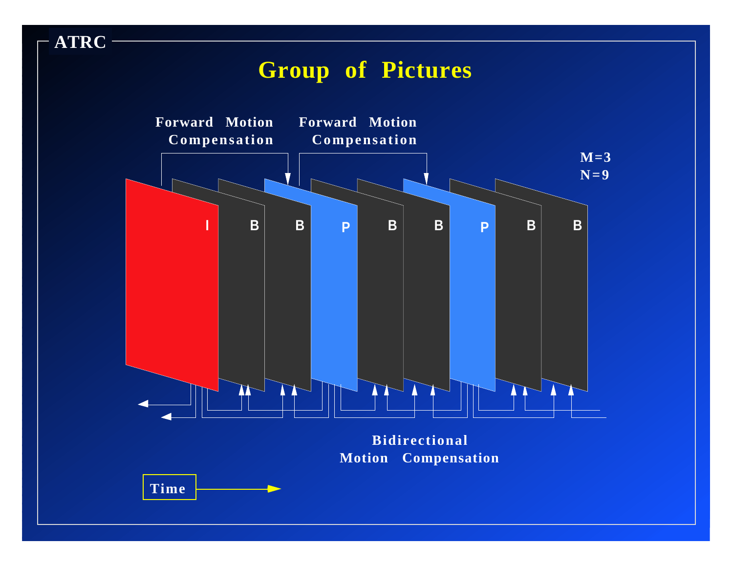ATRC

# Group of Pictures

Forward Motion Compensation

Forward Motion Compensation

M=3
N=9

I B B P B B P B B

Bidirectional Motion Compensation

Time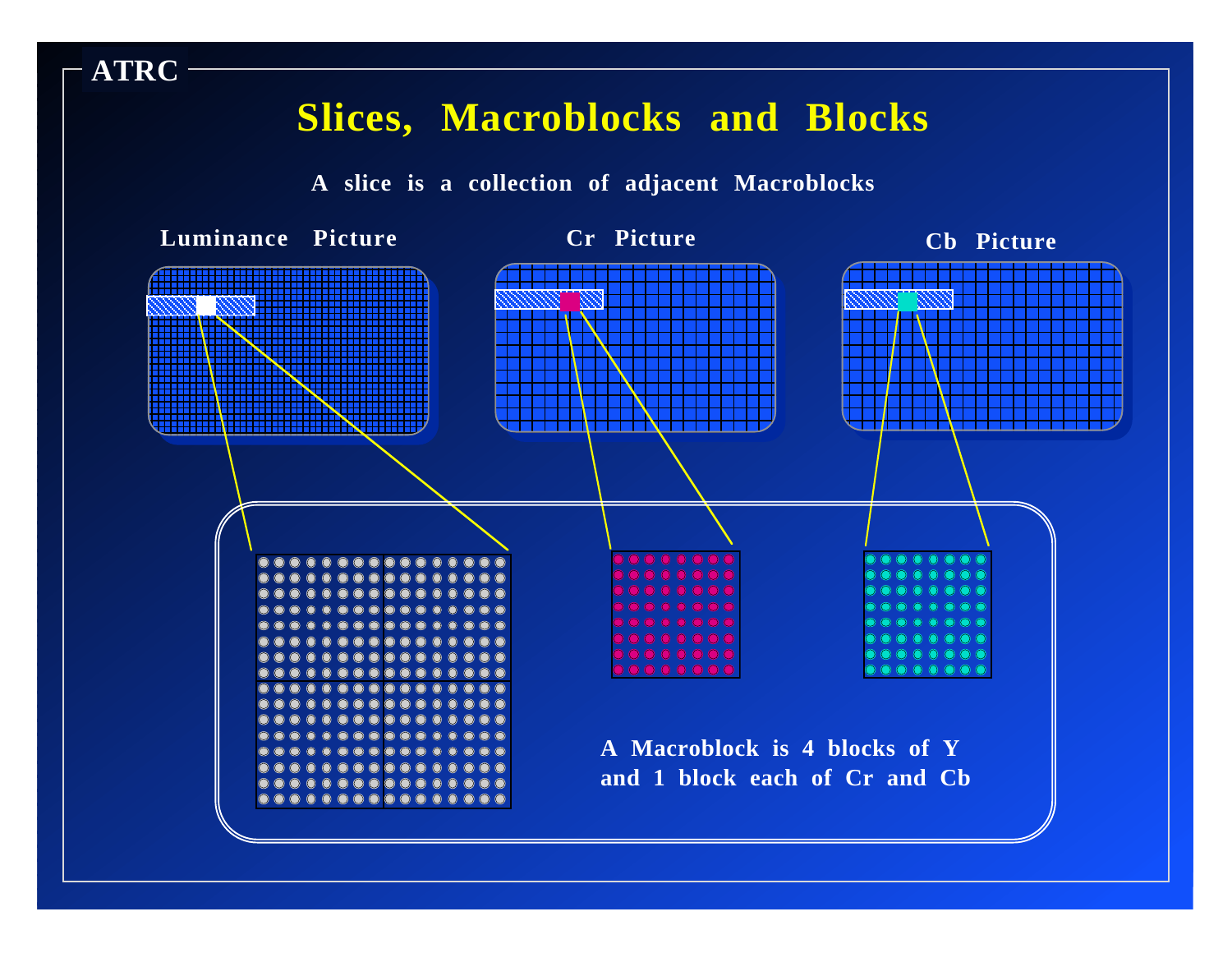# Slices, Macroblocks and Blocks

A slice is a collection of adjacent Macroblocks

Luminance Picture

Cr Picture

Cb Picture

A Macroblock is 4 blocks of Y and 1 block each of Cr and Cb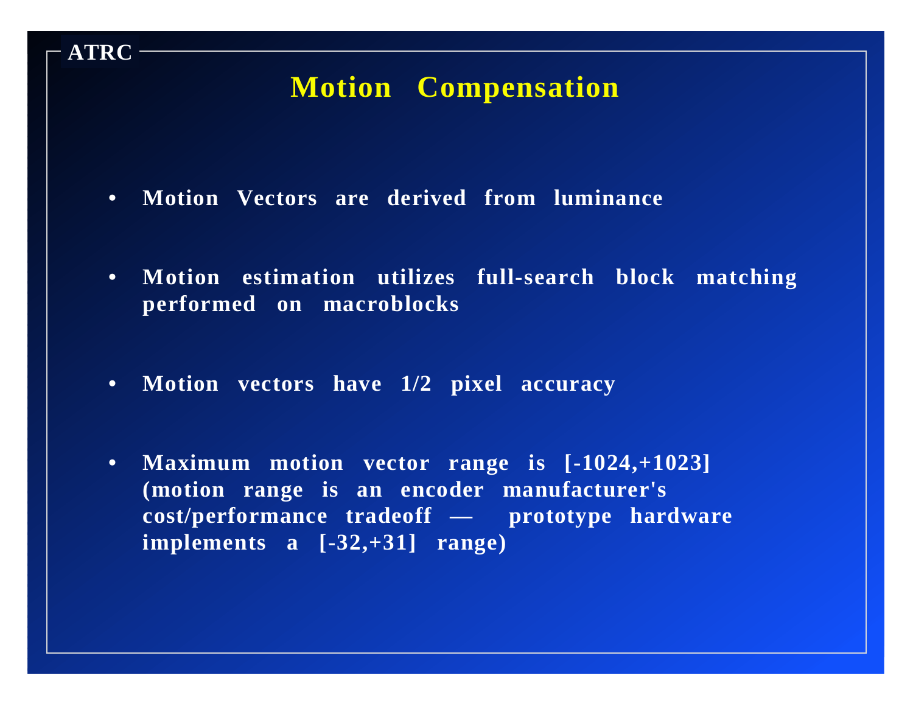# Motion Compensation

- **Motion Vectors are derived from luminance**
- **Motion estimation utilizes full-search block matching performed on macroblocks**
- **Motion vectors have 1/2 pixel accuracy**
- **Maximum motion vector range is [-1024,+1023] (motion range is an encoder manufacturer's cost/performance tradeoff — prototype hardware implements a [-32,+31] range)**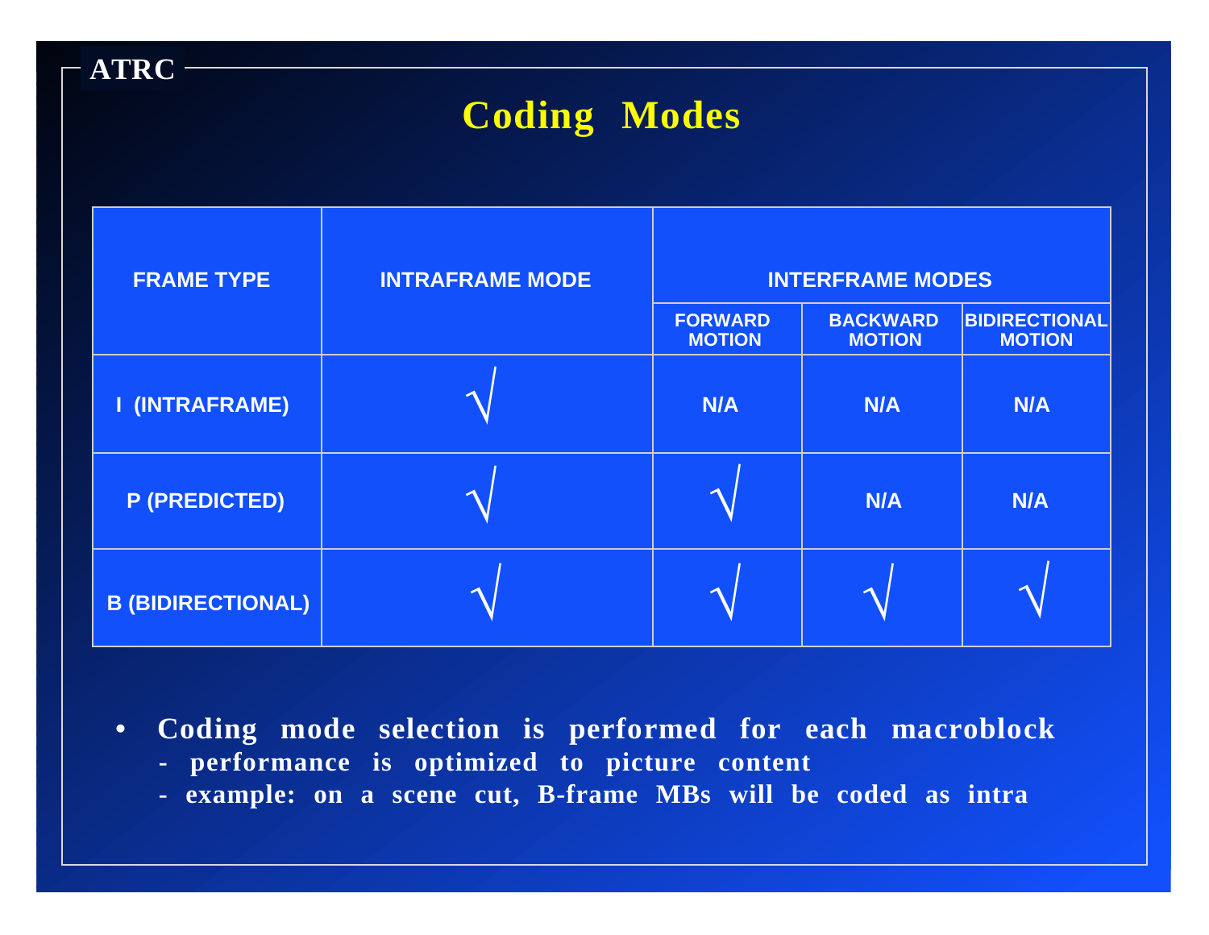## Coding Modes

| FRAME TYPE | INTRAFRAME MODE | INTERFRAME MODES | | |
|---|---|---|---|---|
| | | FORWARD MOTION | BACKWARD MOTION | BIDIRECTIONAL MOTION |
| I (INTRAFRAME) | √ | N/A | N/A | N/A |
| P (PREDICTED) | √ | √ | N/A | N/A |
| B (BIDIRECTIONAL) | √ | √ | √ | √ |

- **Coding mode selection is performed for each macroblock**
  - **performance is optimized to picture content**
  - **example: on a scene cut, B-frame MBs will be coded as intra**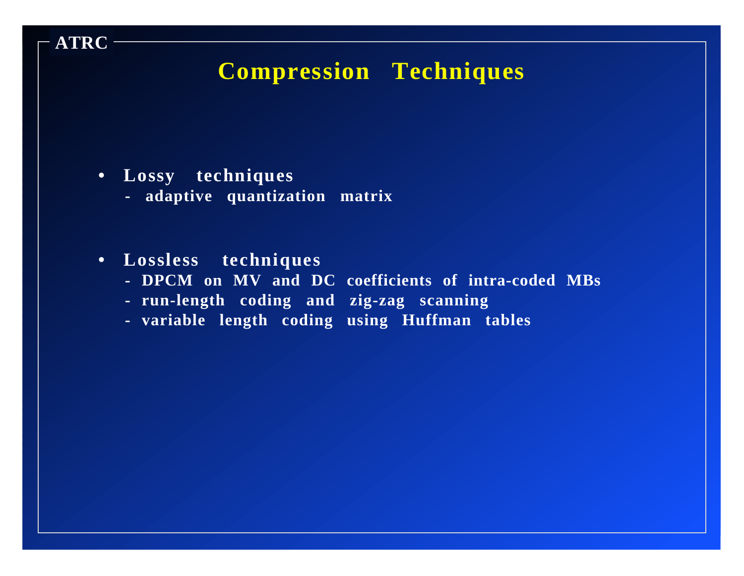# Compression Techniques

- **Lossy techniques**
  - adaptive quantization matrix

- **Lossless techniques**
  - DPCM on MV and DC coefficients of intra-coded MBs
  - run-length coding and zig-zag scanning
  - variable length coding using Huffman tables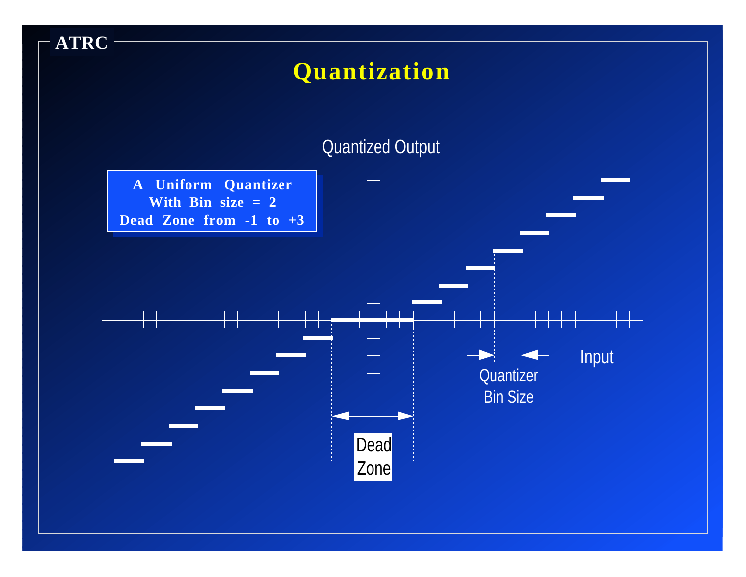# Quantization

**A Uniform Quantizer**
**With Bin size = 2**
**Dead Zone from -1 to +3**

Quantized Output

Input

Quantizer Bin Size

Dead Zone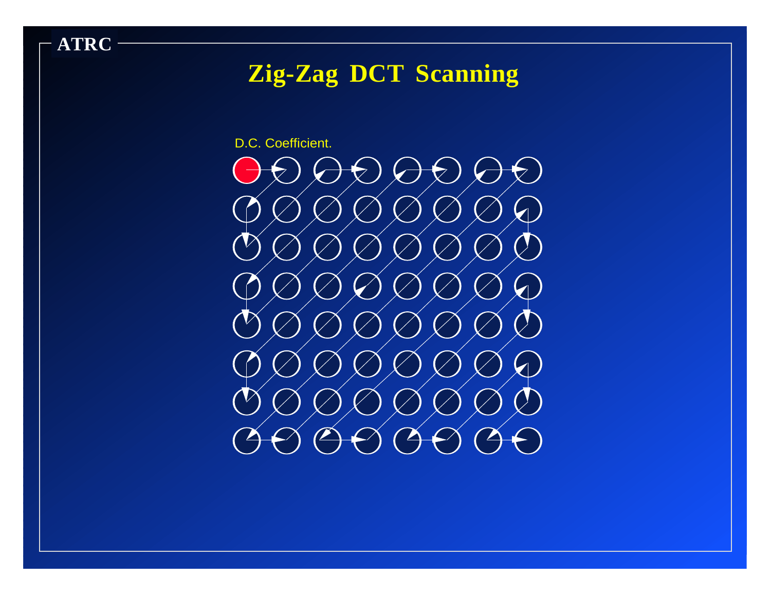# Zig-Zag DCT Scanning

D.C. Coefficient.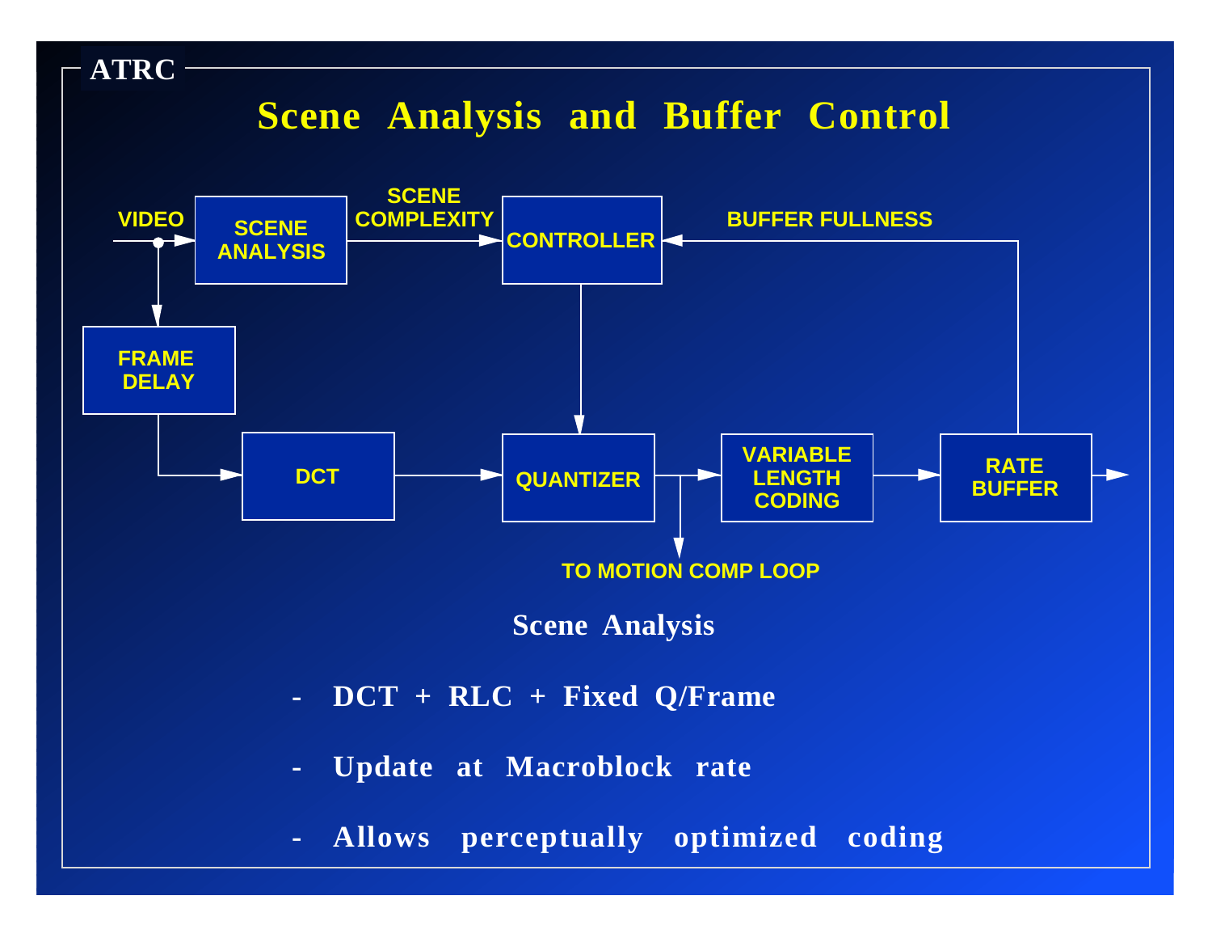ATRC

# Scene Analysis and Buffer Control

VIDEO → SCENE ANALYSIS → SCENE COMPLEXITY → CONTROLLER ← BUFFER FULLNESS

FRAME DELAY → DCT → QUANTIZER → VARIABLE LENGTH CODING → RATE BUFFER →

TO MOTION COMP LOOP

**Scene Analysis**

- **DCT + RLC + Fixed Q/Frame**
- **Update at Macroblock rate**
- **Allows perceptually optimized coding**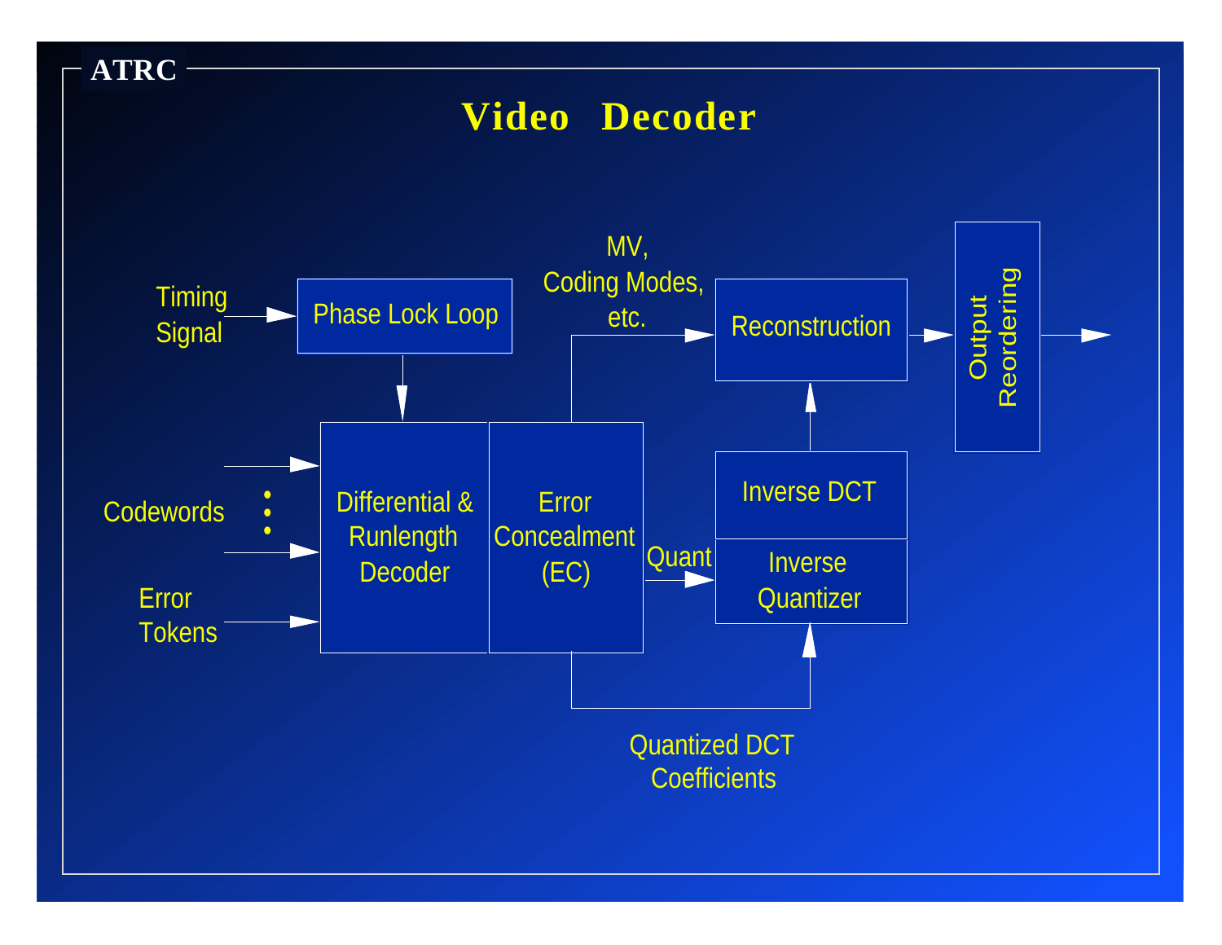ATRC

# Video Decoder

Timing Signal → Phase Lock Loop

Codewords

Error Tokens

Differential & Runlength Decoder

Error Concealment (EC)

MV, Coding Modes, etc.

Reconstruction

Output Reordering

Quant

Inverse DCT

Inverse Quantizer

Quantized DCT Coefficients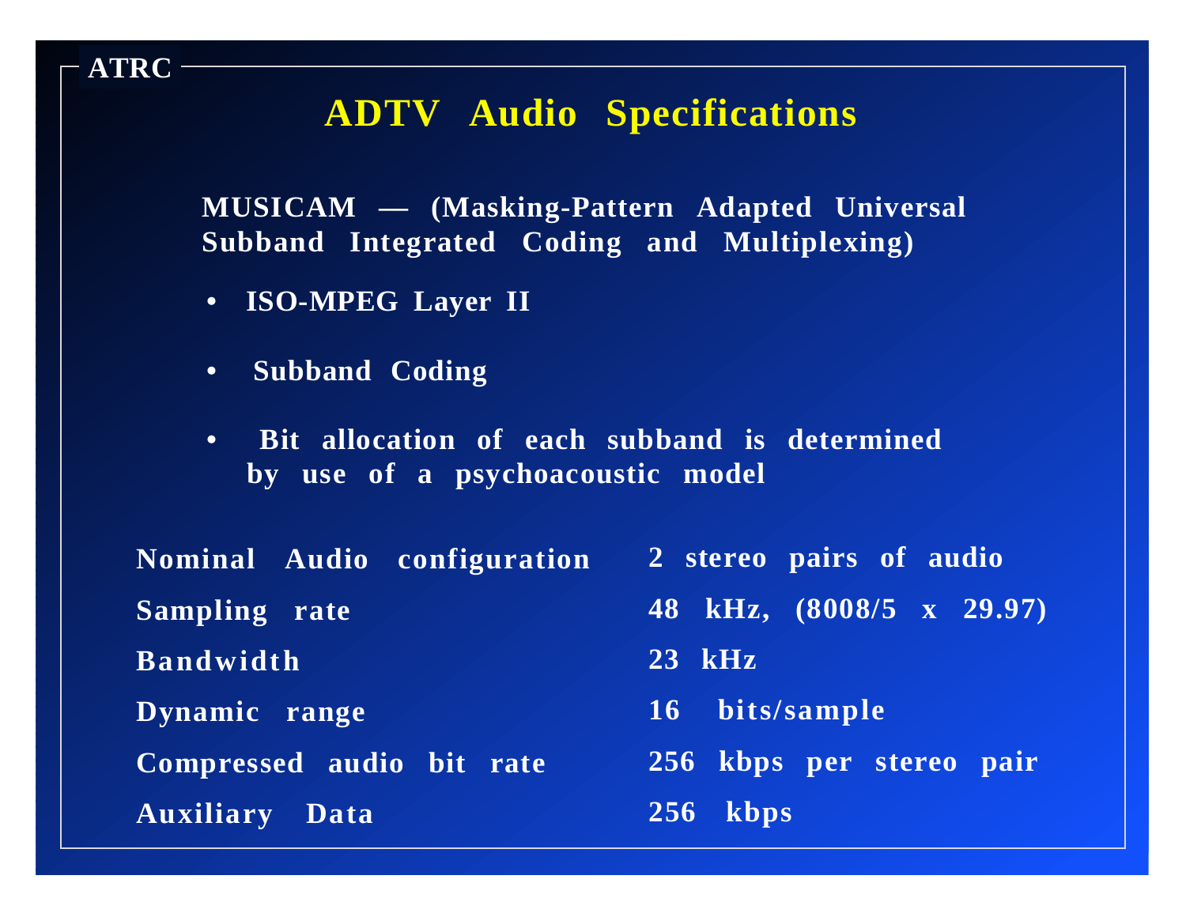ATRC

# ADTV Audio Specifications

**MUSICAM — (Masking-Pattern Adapted Universal Subband Integrated Coding and Multiplexing)**

- **ISO-MPEG Layer II**
- **Subband Coding**
- **Bit allocation of each subband is determined by use of a psychoacoustic model**

| | |
|---|---|
| **Nominal Audio configuration** | **2 stereo pairs of audio** |
| **Sampling rate** | **48 kHz, (8008/5 x 29.97)** |
| **Bandwidth** | **23 kHz** |
| **Dynamic range** | **16 bits/sample** |
| **Compressed audio bit rate** | **256 kbps per stereo pair** |
| **Auxiliary Data** | **256 kbps** |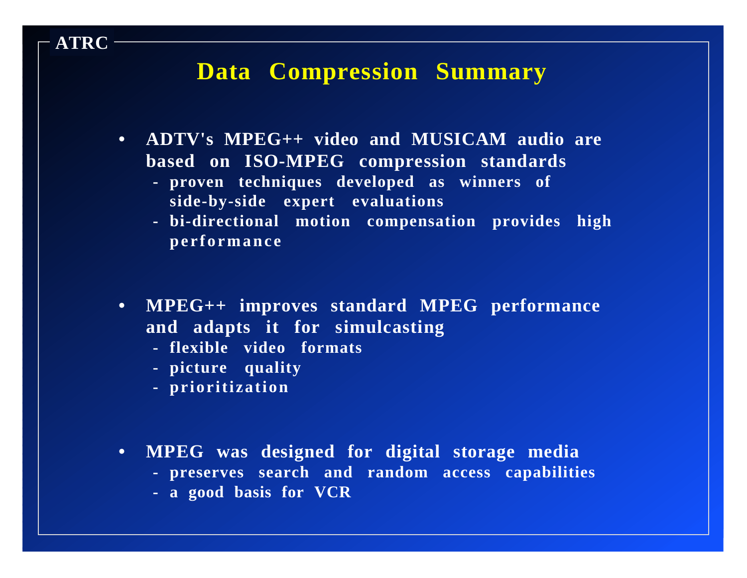ATRC

# Data Compression Summary

- **ADTV's MPEG++ video and MUSICAM audio are based on ISO-MPEG compression standards**
  - proven techniques developed as winners of side-by-side expert evaluations
  - bi-directional motion compensation provides high performance

- **MPEG++ improves standard MPEG performance and adapts it for simulcasting**
  - flexible video formats
  - picture quality
  - prioritization

- **MPEG was designed for digital storage media**
  - preserves search and random access capabilities
  - a good basis for VCR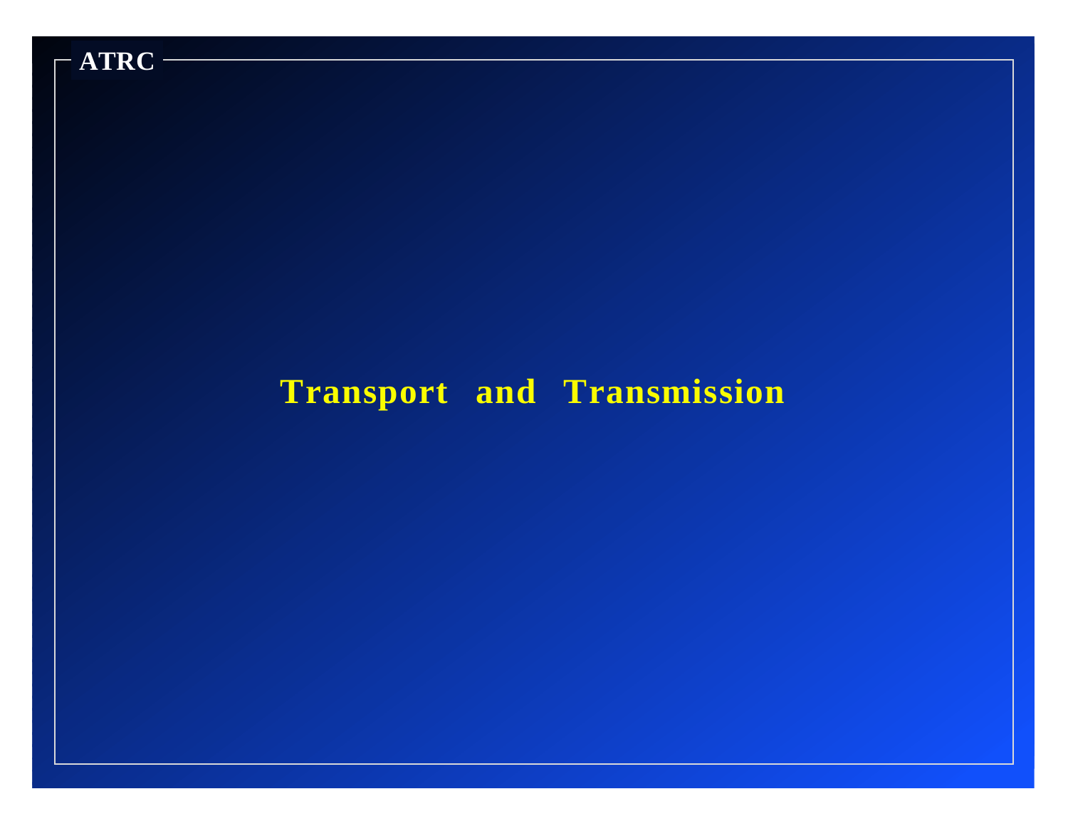# Transport and Transmission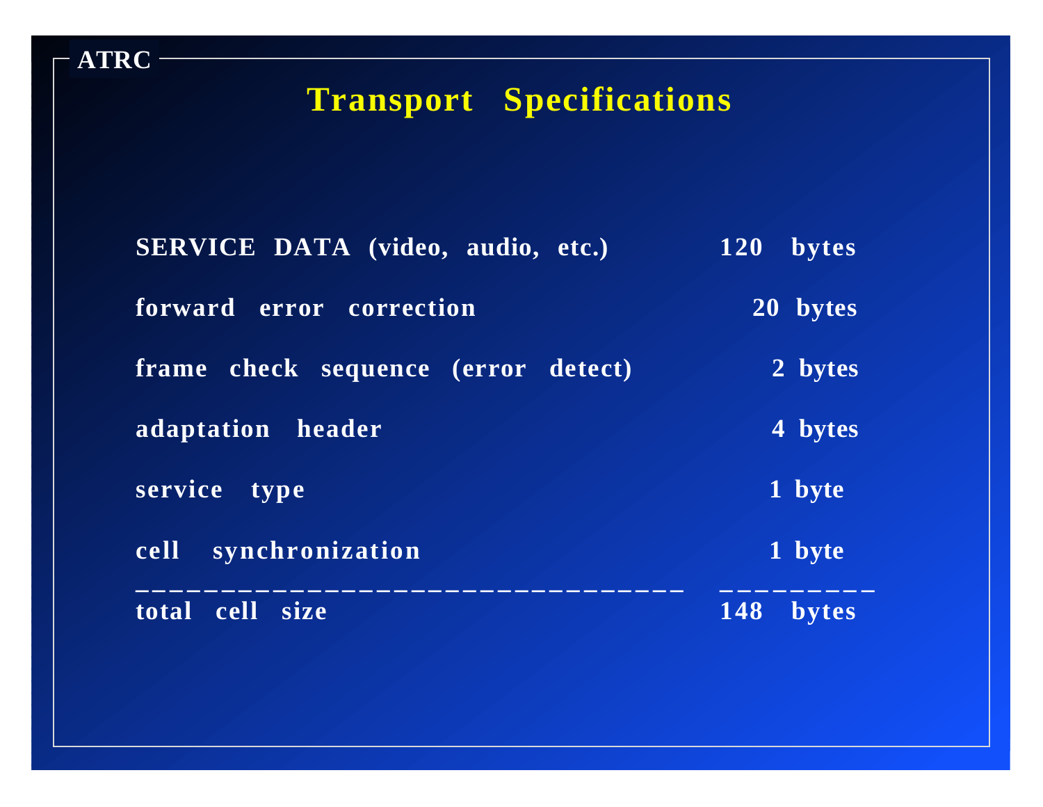ATRC

# Transport Specifications

| | |
|---|---|
| SERVICE DATA (video, audio, etc.) | 120 bytes |
| forward error correction | 20 bytes |
| frame check sequence (error detect) | 2 bytes |
| adaptation header | 4 bytes |
| service type | 1 byte |
| cell synchronization | 1 byte |
| total cell size | 148 bytes |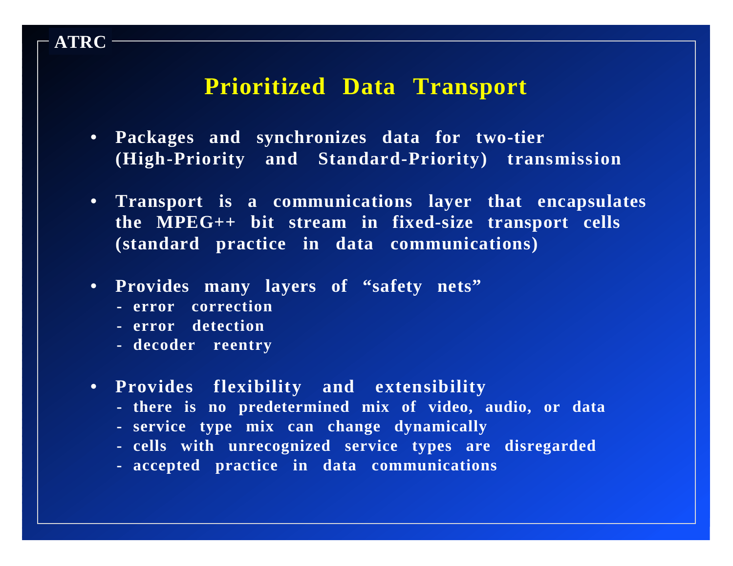ATRC

# Prioritized Data Transport

- Packages and synchronizes data for two-tier (High-Priority and Standard-Priority) transmission

- Transport is a communications layer that encapsulates the MPEG++ bit stream in fixed-size transport cells (standard practice in data communications)

- Provides many layers of “safety nets”
  - error correction
  - error detection
  - decoder reentry

- Provides flexibility and extensibility
  - there is no predetermined mix of video, audio, or data
  - service type mix can change dynamically
  - cells with unrecognized service types are disregarded
  - accepted practice in data communications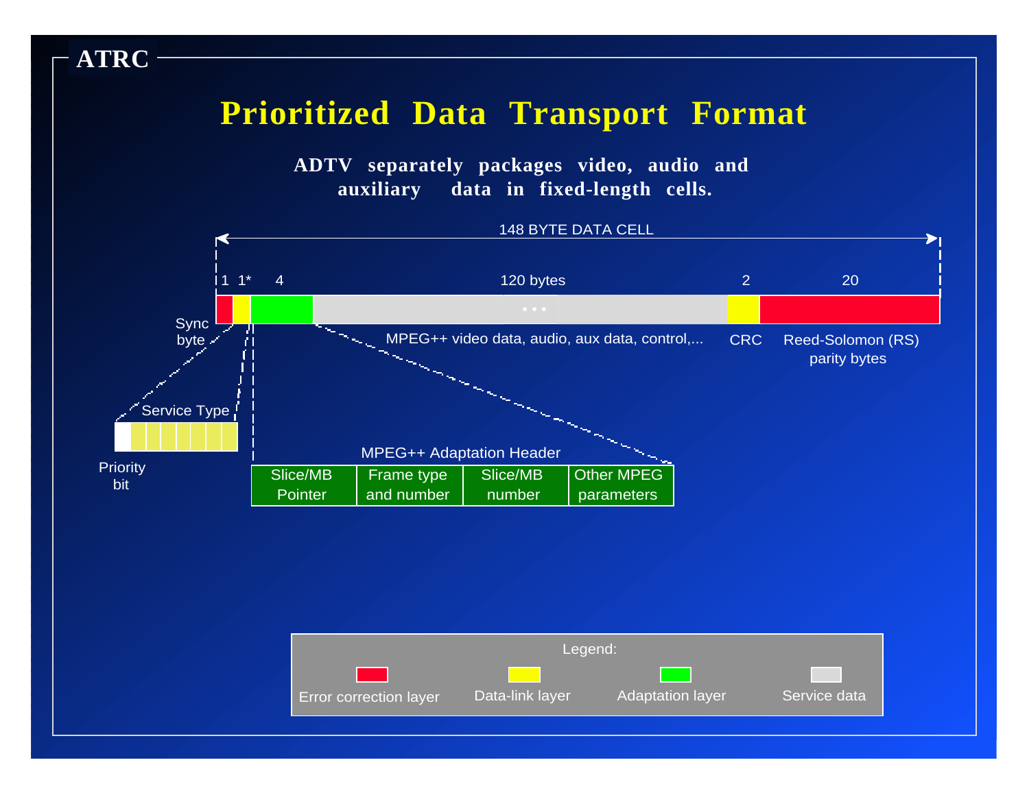ATRC

# Prioritized Data Transport Format

**ADTV separately packages video, audio and auxiliary data in fixed-length cells.**

148 BYTE DATA CELL

| 1 | 1* | 4 | 120 bytes | 2 | 20 |
|---|---|---|---|---|---|
| Sync byte | | | MPEG++ video data, audio, aux data, control,... | CRC | Reed-Solomon (RS) parity bytes |

Service Type

Priority bit

MPEG++ Adaptation Header

| Slice/MB Pointer | Frame type and number | Slice/MB number | Other MPEG parameters |
|---|---|---|---|

Legend:

- Error correction layer
- Data-link layer
- Adaptation layer
- Service data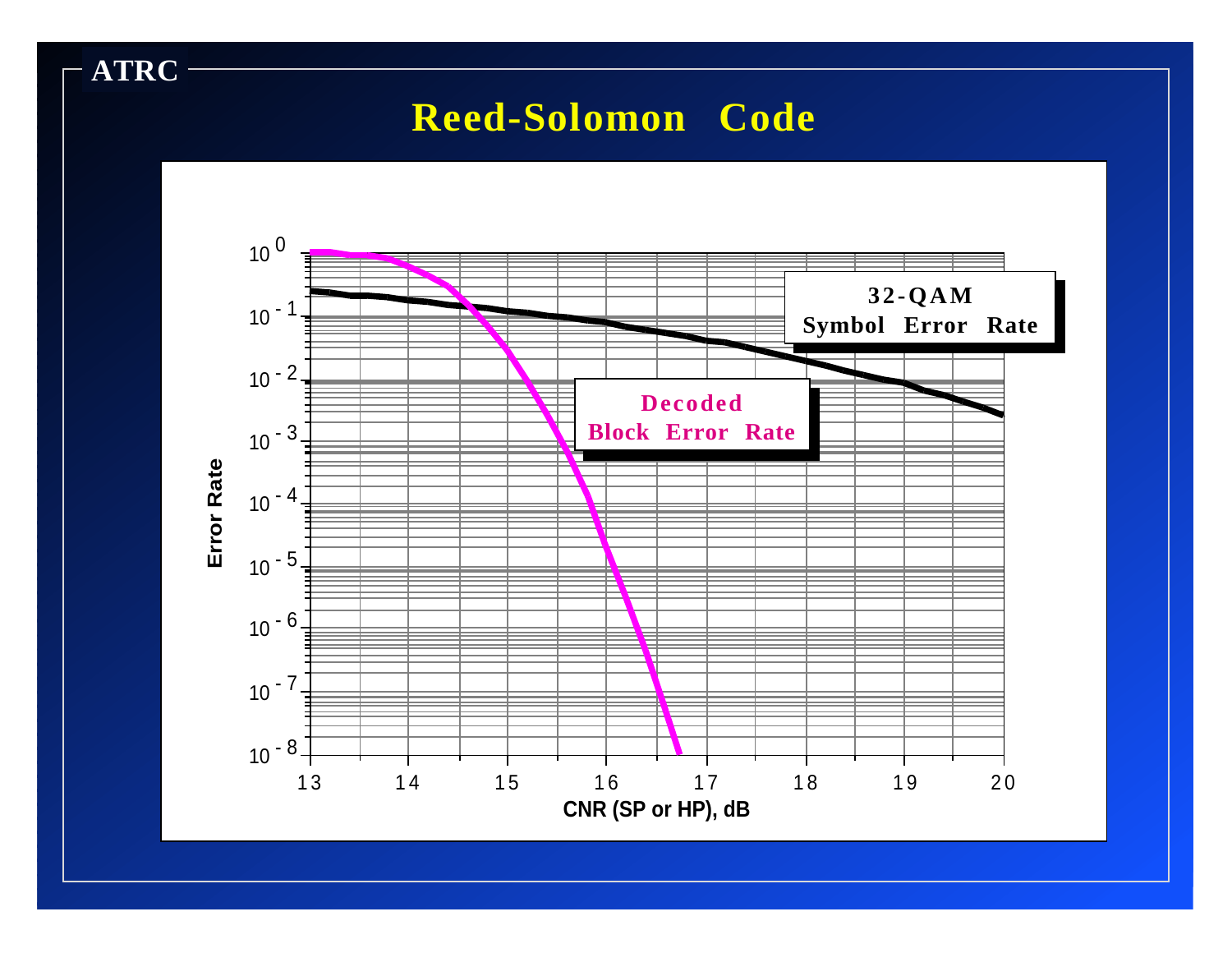# Reed-Solomon Code

Error Rate

$10^{0}$, $10^{-1}$, $10^{-2}$, $10^{-3}$, $10^{-4}$, $10^{-5}$, $10^{-6}$, $10^{-7}$, $10^{-8}$

13 14 15 16 17 18 19 20

CNR (SP or HP), dB

**32-QAM Symbol Error Rate**

**Decoded Block Error Rate**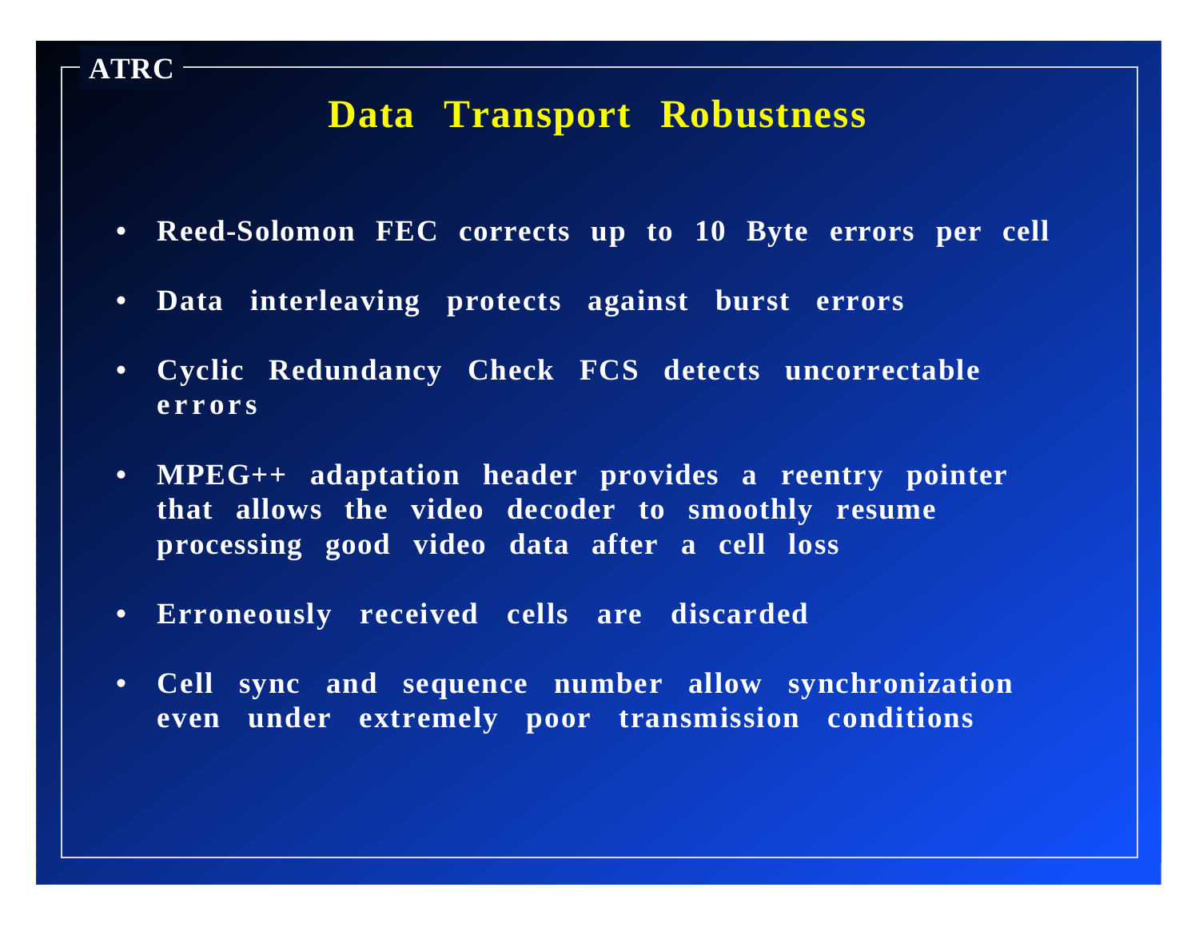# Data Transport Robustness

- **Reed-Solomon FEC corrects up to 10 Byte errors per cell**
- **Data interleaving protects against burst errors**
- **Cyclic Redundancy Check FCS detects uncorrectable errors**
- **MPEG++ adaptation header provides a reentry pointer that allows the video decoder to smoothly resume processing good video data after a cell loss**
- **Erroneously received cells are discarded**
- **Cell sync and sequence number allow synchronization even under extremely poor transmission conditions**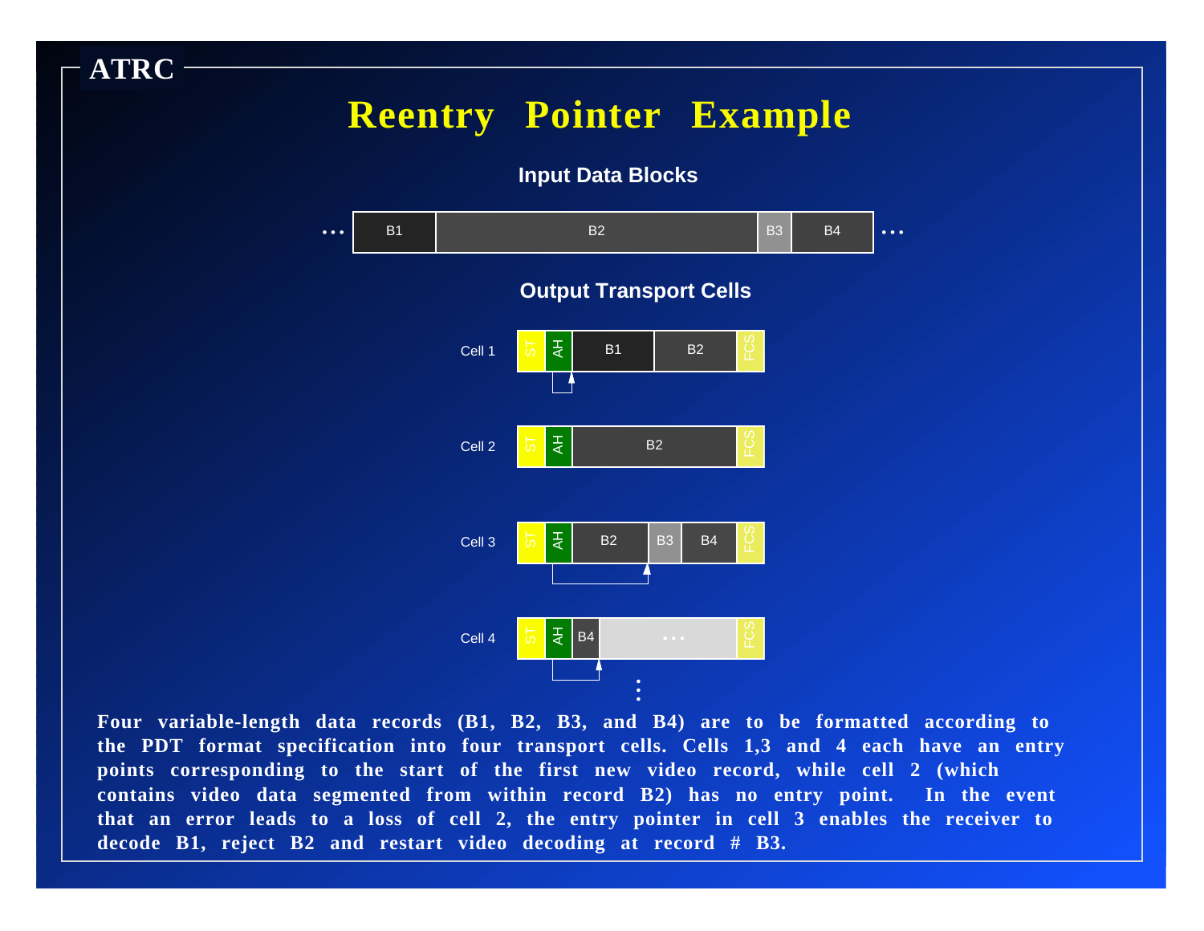ATRC

# Reentry Pointer Example

**Input Data Blocks**

… | B1 | B2 | B3 | B4 | …

**Output Transport Cells**

Cell 1: ST | AH | B1 | B2 | FCS

Cell 2: ST | AH | B2 | FCS

Cell 3: ST | AH | B2 | B3 | B4 | FCS

Cell 4: ST | AH | B4 | … | FCS

**Four variable-length data records (B1, B2, B3, and B4) are to be formatted according to the PDT format specification into four transport cells. Cells 1,3 and 4 each have an entry points corresponding to the start of the first new video record, while cell 2 (which contains video data segmented from within record B2) has no entry point. In the event that an error leads to a loss of cell 2, the entry pointer in cell 3 enables the receiver to decode B1, reject B2 and restart video decoding at record # B3.**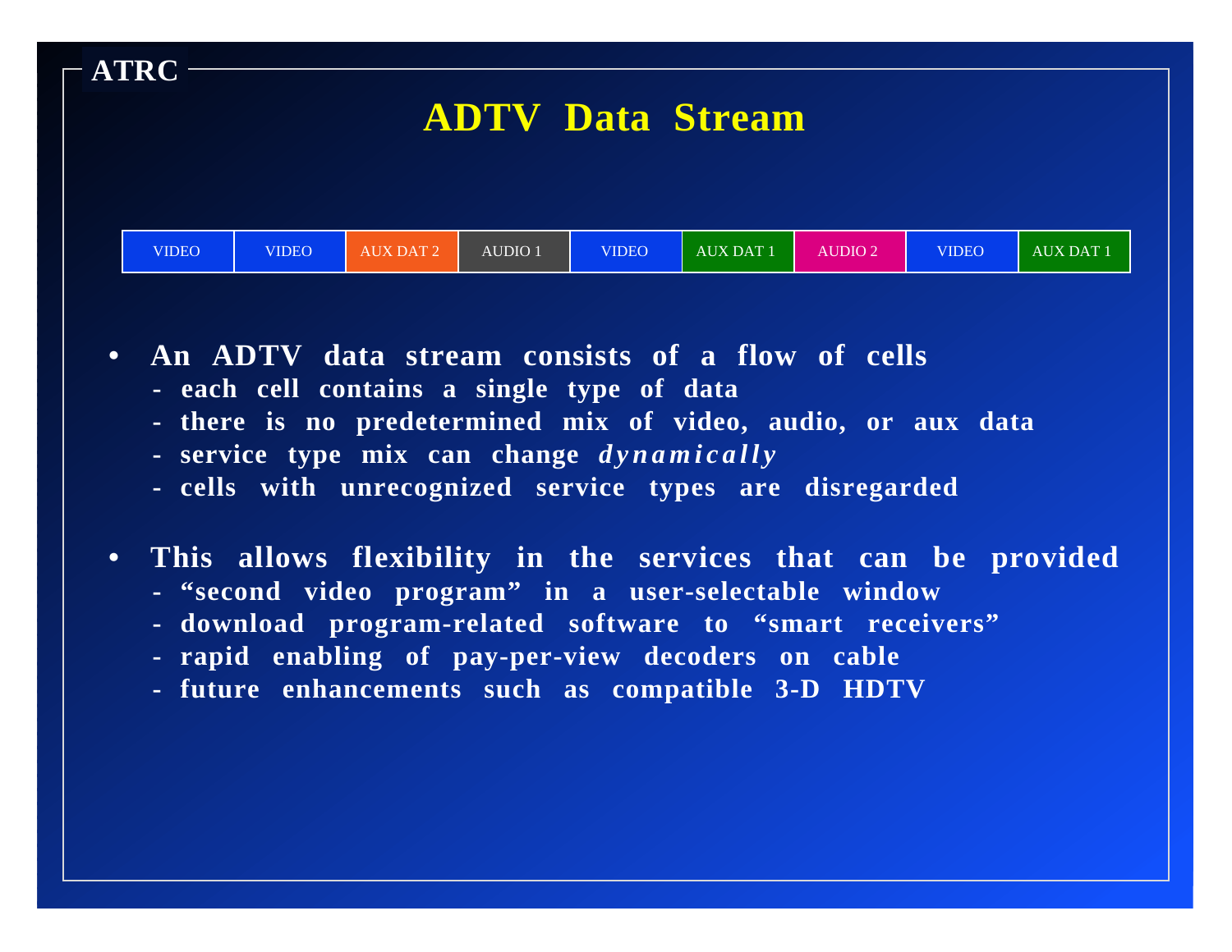ATRC

# ADTV Data Stream

| VIDEO | VIDEO | AUX DAT 2 | AUDIO 1 | VIDEO | AUX DAT 1 | AUDIO 2 | VIDEO | AUX DAT 1 |
|---|---|---|---|---|---|---|---|---|

- **An ADTV data stream consists of a flow of cells**
  - **each cell contains a single type of data**
  - **there is no predetermined mix of video, audio, or aux data**
  - **service type mix can change *dynamically***
  - **cells with unrecognized service types are disregarded**

- **This allows flexibility in the services that can be provided**
  - **“second video program” in a user-selectable window**
  - **download program-related software to “smart receivers”**
  - **rapid enabling of pay-per-view decoders on cable**
  - **future enhancements such as compatible 3-D HDTV**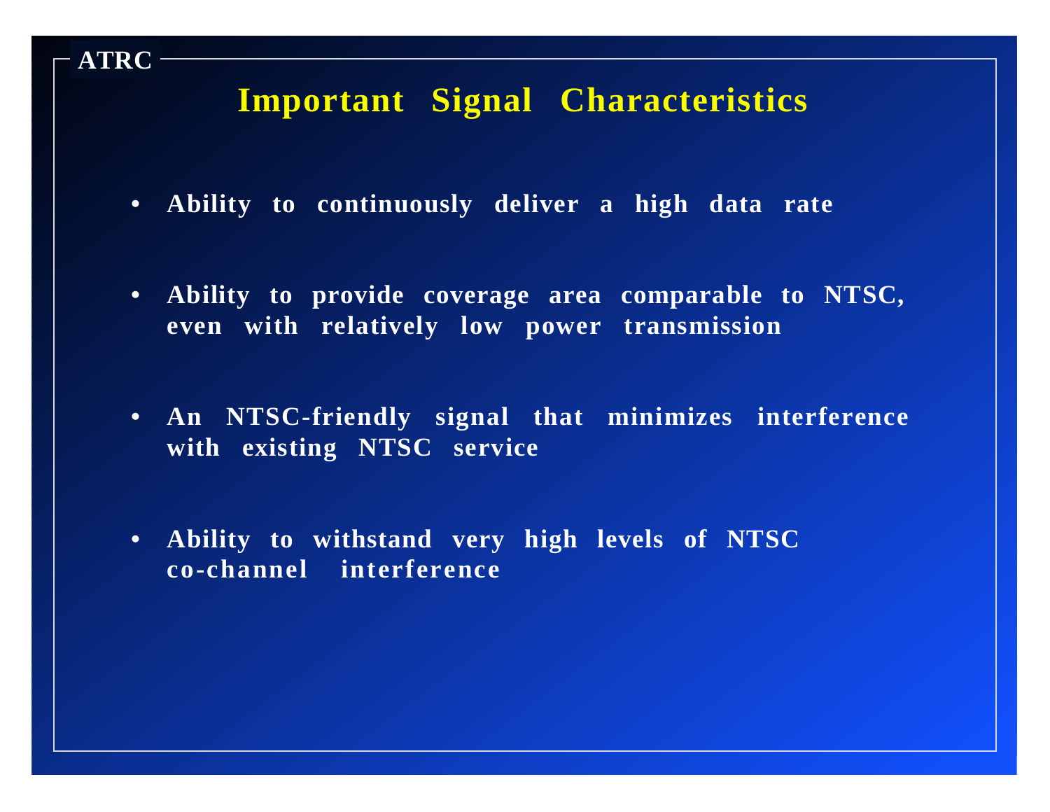ATRC

# Important Signal Characteristics

- **Ability to continuously deliver a high data rate**
- **Ability to provide coverage area comparable to NTSC, even with relatively low power transmission**
- **An NTSC-friendly signal that minimizes interference with existing NTSC service**
- **Ability to withstand very high levels of NTSC co-channel interference**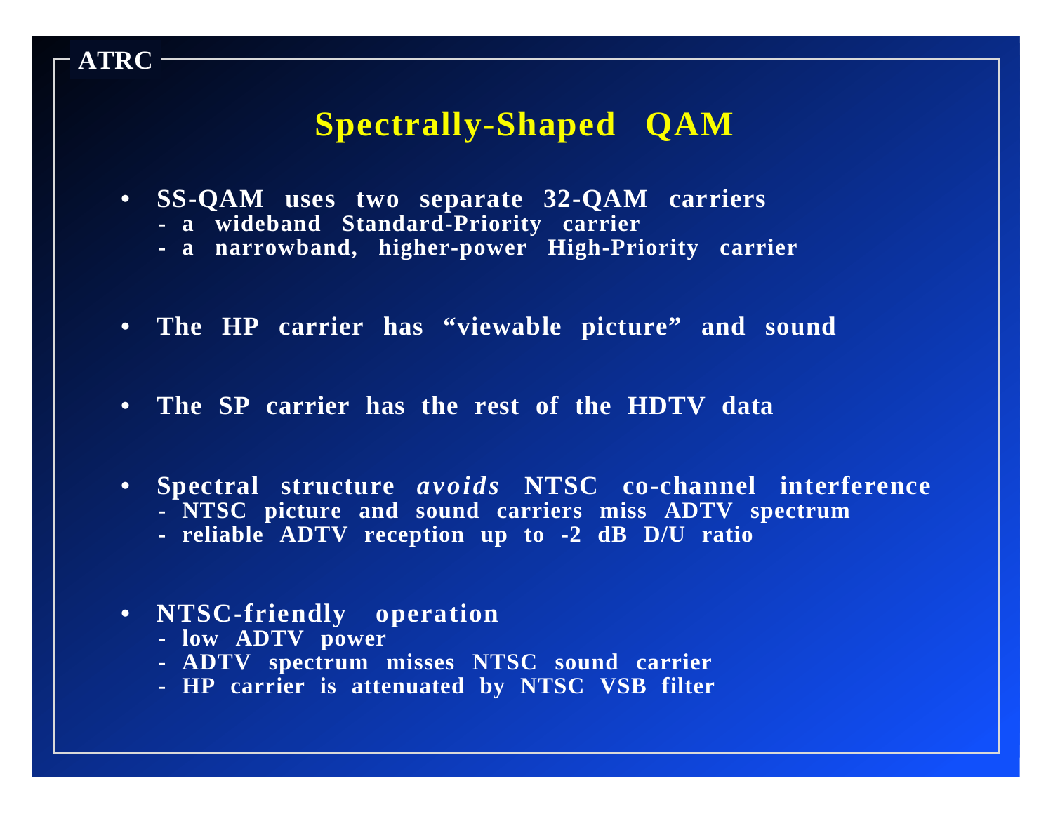ATRC

# Spectrally-Shaped QAM

- **SS-QAM uses two separate 32-QAM carriers**
  - a wideband Standard-Priority carrier
  - a narrowband, higher-power High-Priority carrier

- **The HP carrier has "viewable picture" and sound**

- **The SP carrier has the rest of the HDTV data**

- **Spectral structure *avoids* NTSC co-channel interference**
  - NTSC picture and sound carriers miss ADTV spectrum
  - reliable ADTV reception up to -2 dB D/U ratio

- **NTSC-friendly operation**
  - low ADTV power
  - ADTV spectrum misses NTSC sound carrier
  - HP carrier is attenuated by NTSC VSB filter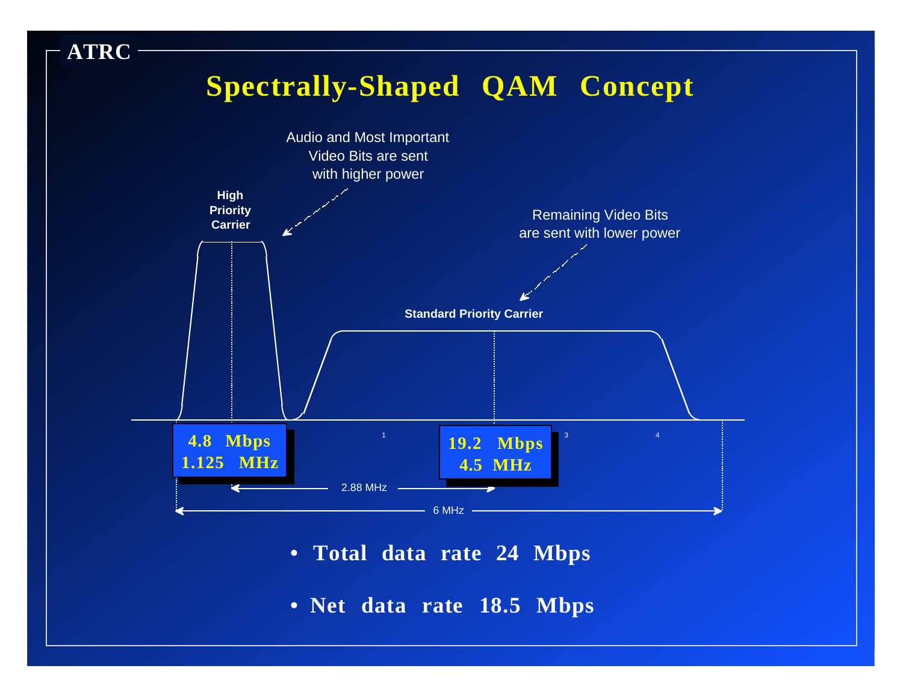ATRC

# Spectrally-Shaped QAM Concept

Audio and Most Important Video Bits are sent with higher power

High Priority Carrier

Remaining Video Bits are sent with lower power

Standard Priority Carrier

**4.8 Mbps**
**1.125 MHz**

**19.2 Mbps**
**4.5 MHz**

2.88 MHz

6 MHz

- **Total data rate 24 Mbps**
- **Net data rate 18.5 Mbps**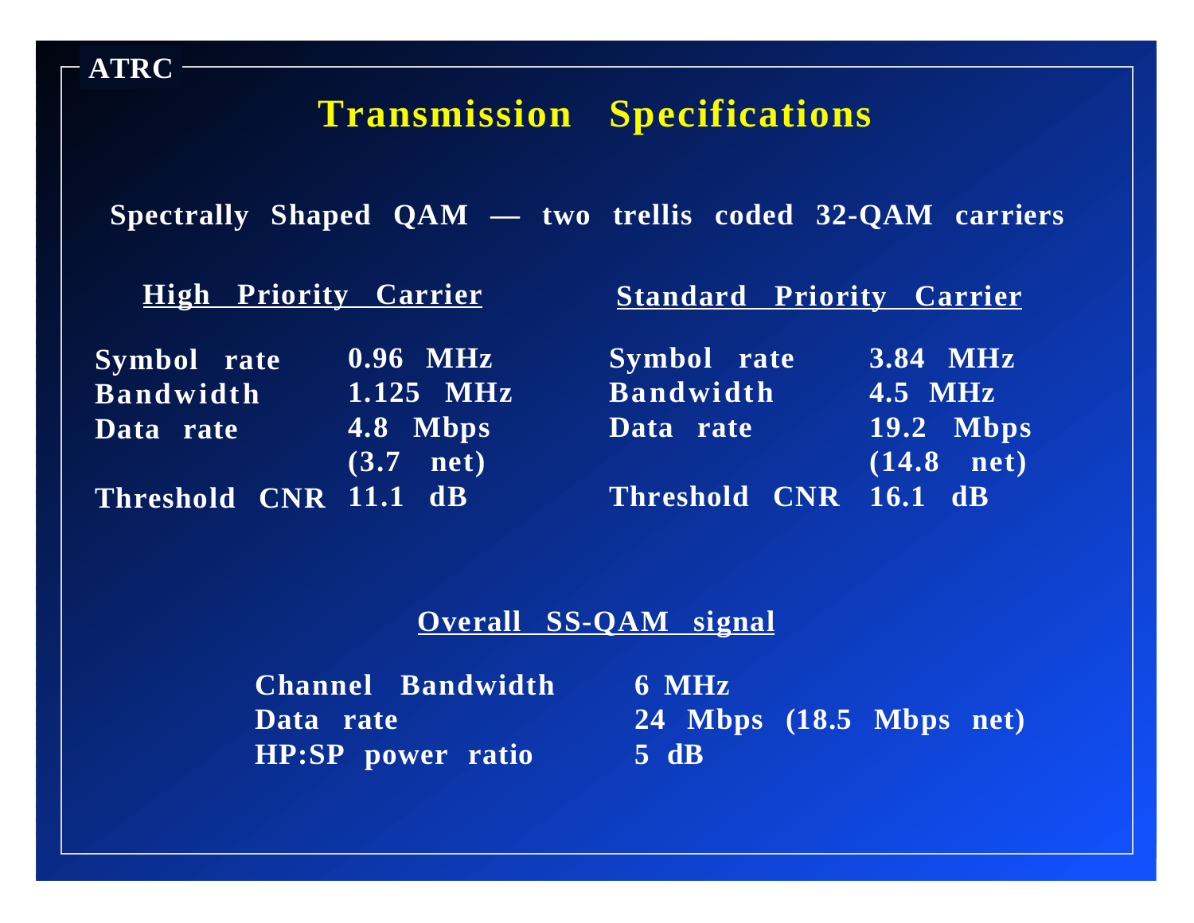ATRC

# Transmission Specifications

**Spectrally Shaped QAM — two trellis coded 32-QAM carriers**

## High Priority Carrier

| | |
|---|---|
| Symbol rate | 0.96 MHz |
| Bandwidth | 1.125 MHz |
| Data rate | 4.8 Mbps (3.7 net) |
| Threshold CNR | 11.1 dB |

## Standard Priority Carrier

| | |
|---|---|
| Symbol rate | 3.84 MHz |
| Bandwidth | 4.5 MHz |
| Data rate | 19.2 Mbps (14.8 net) |
| Threshold CNR | 16.1 dB |

## Overall SS-QAM signal

| | |
|---|---|
| Channel Bandwidth | 6 MHz |
| Data rate | 24 Mbps (18.5 Mbps net) |
| HP:SP power ratio | 5 dB |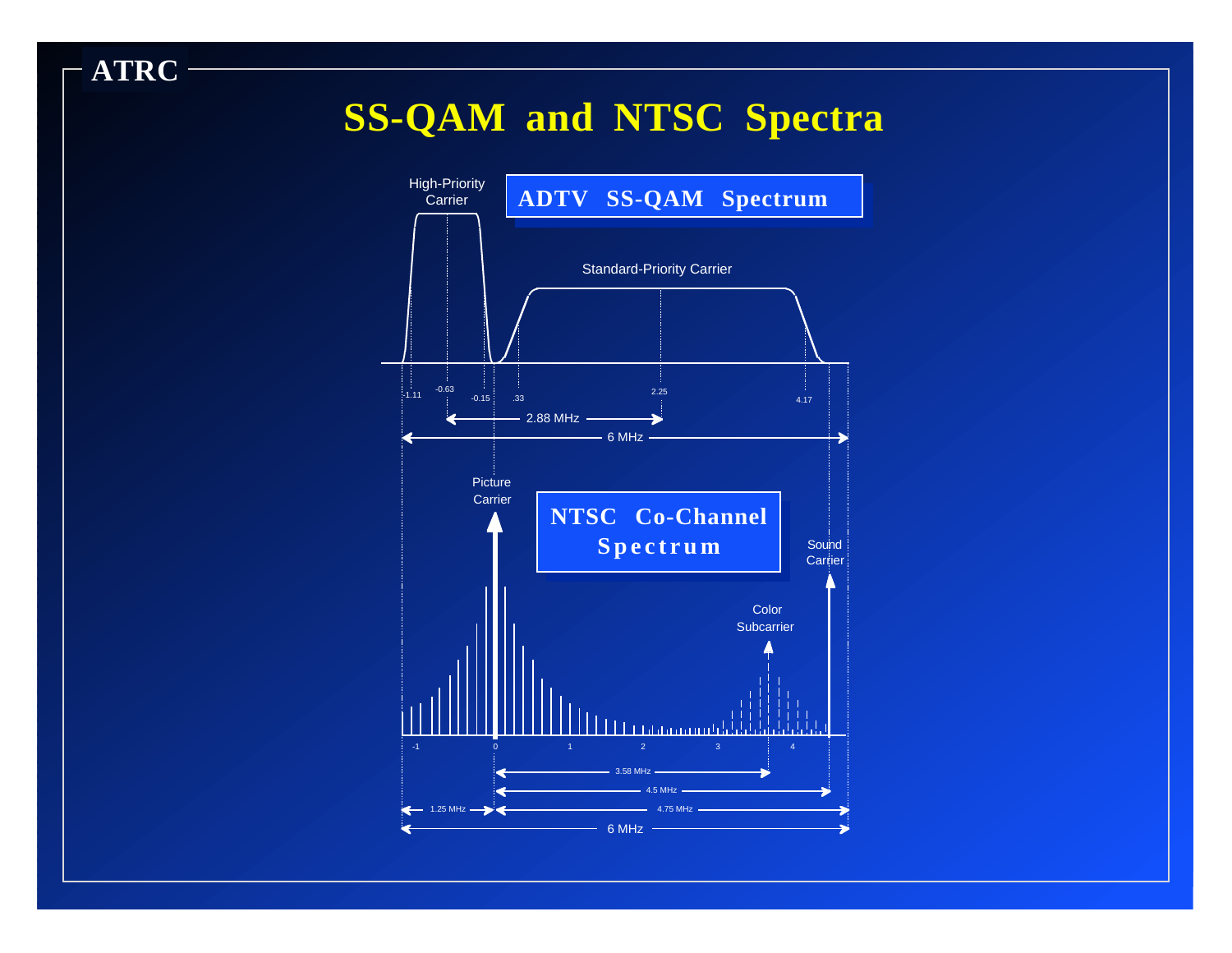# SS-QAM and NTSC Spectra

## ADTV SS-QAM Spectrum

High-Priority Carrier

Standard-Priority Carrier

-1.11 -0.63 -0.15 .33 2.25 4.17

2.88 MHz

6 MHz

## NTSC Co-Channel Spectrum

Picture Carrier

Color Subcarrier

Sound Carrier

-1 0 1 2 3 4

3.58 MHz

4.5 MHz

1.25 MHz

4.75 MHz

6 MHz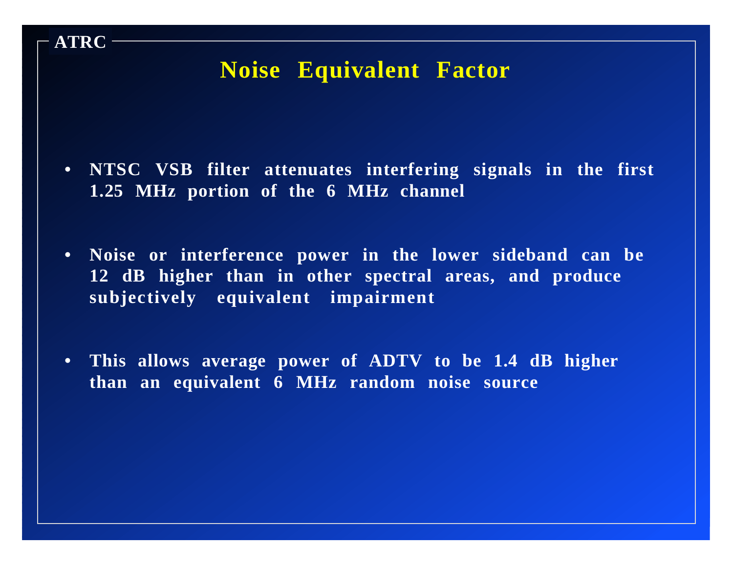# Noise Equivalent Factor

- **NTSC VSB filter attenuates interfering signals in the first 1.25 MHz portion of the 6 MHz channel**

- **Noise or interference power in the lower sideband can be 12 dB higher than in other spectral areas, and produce subjectively equivalent impairment**

- **This allows average power of ADTV to be 1.4 dB higher than an equivalent 6 MHz random noise source**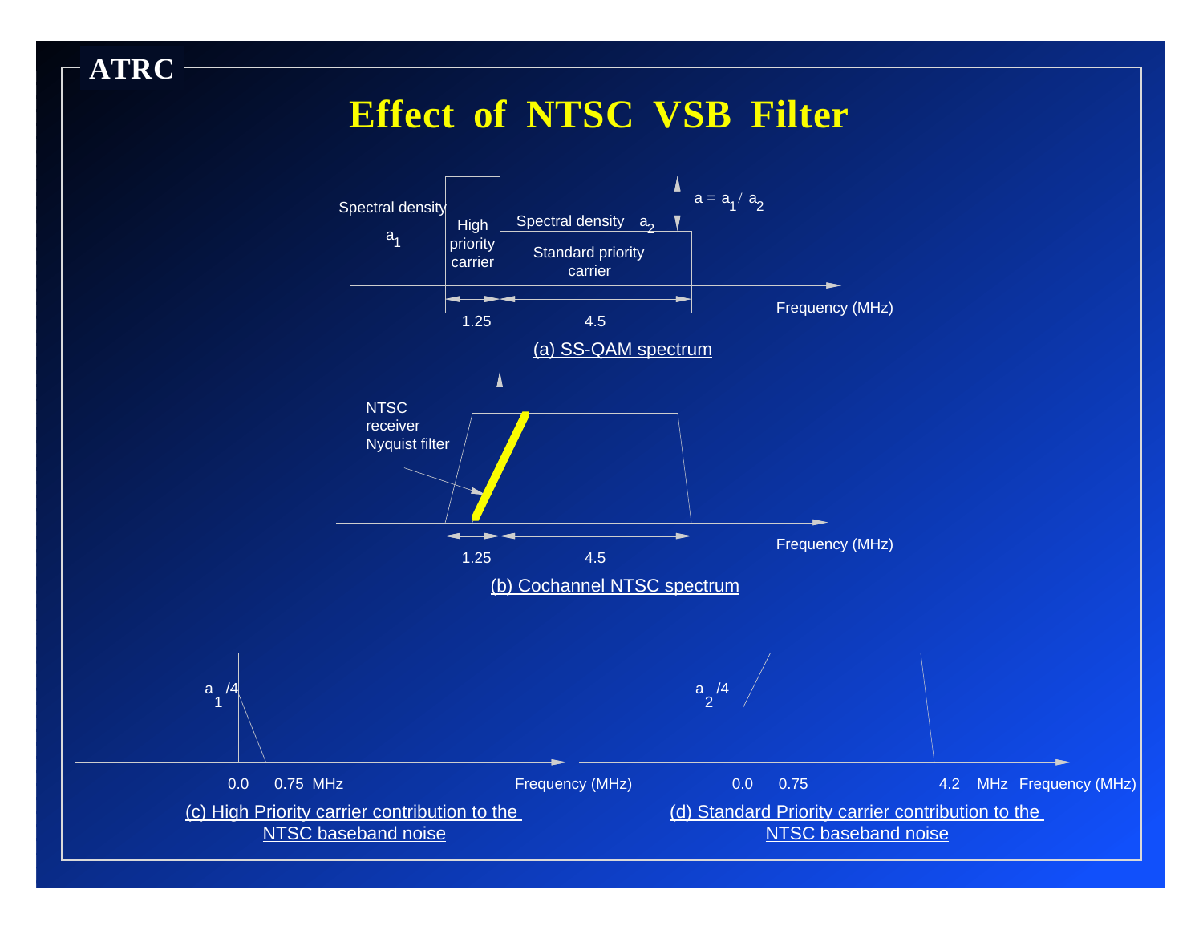# Effect of NTSC VSB Filter

Spectral density $a_1$

High priority carrier

Spectral density $a_2$

Standard priority carrier

$a = a_1 / a_2$

Frequency (MHz)

1.25 4.5

(a) SS-QAM spectrum

NTSC receiver Nyquist filter

Frequency (MHz)

1.25 4.5

(b) Cochannel NTSC spectrum

$a_1/4$

0.0 0.75 MHz Frequency (MHz)

(c) High Priority carrier contribution to the NTSC baseband noise

$a_2/4$

0.0 0.75 4.2 MHz Frequency (MHz)

(d) Standard Priority carrier contribution to the NTSC baseband noise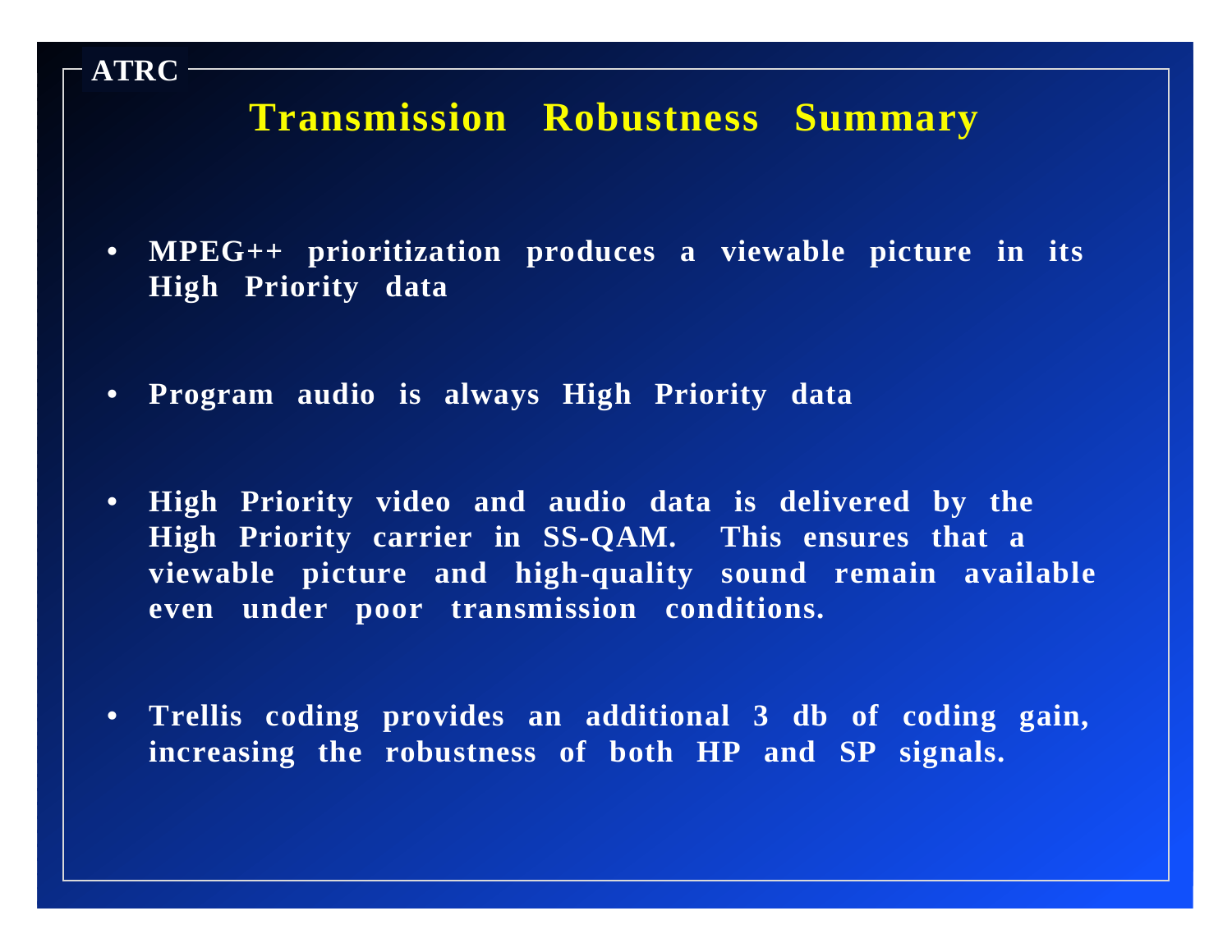ATRC

# Transmission Robustness Summary

- MPEG++ prioritization produces a viewable picture in its High Priority data

- Program audio is always High Priority data

- High Priority video and audio data is delivered by the High Priority carrier in SS-QAM. This ensures that a viewable picture and high-quality sound remain available even under poor transmission conditions.

- Trellis coding provides an additional 3 db of coding gain, increasing the robustness of both HP and SP signals.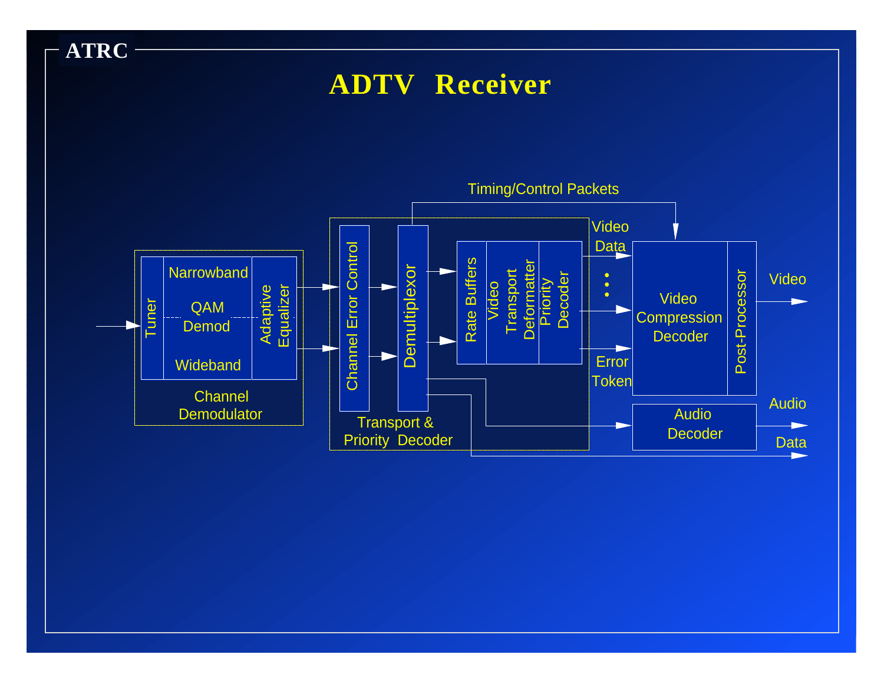ATRC

# ADTV Receiver

Timing/Control Packets

Tuner

Narrowband

QAM Demod

Wideband

Adaptive Equalizer

Channel Demodulator

Channel Error Control

Demultiplexor

Transport & Priority Decoder

Rate Buffers

Video Transport Deformatter

Priority Decoder

Video Data

Error Token

Video Compression Decoder

Post-Processor

Video

Audio Decoder

Audio

Data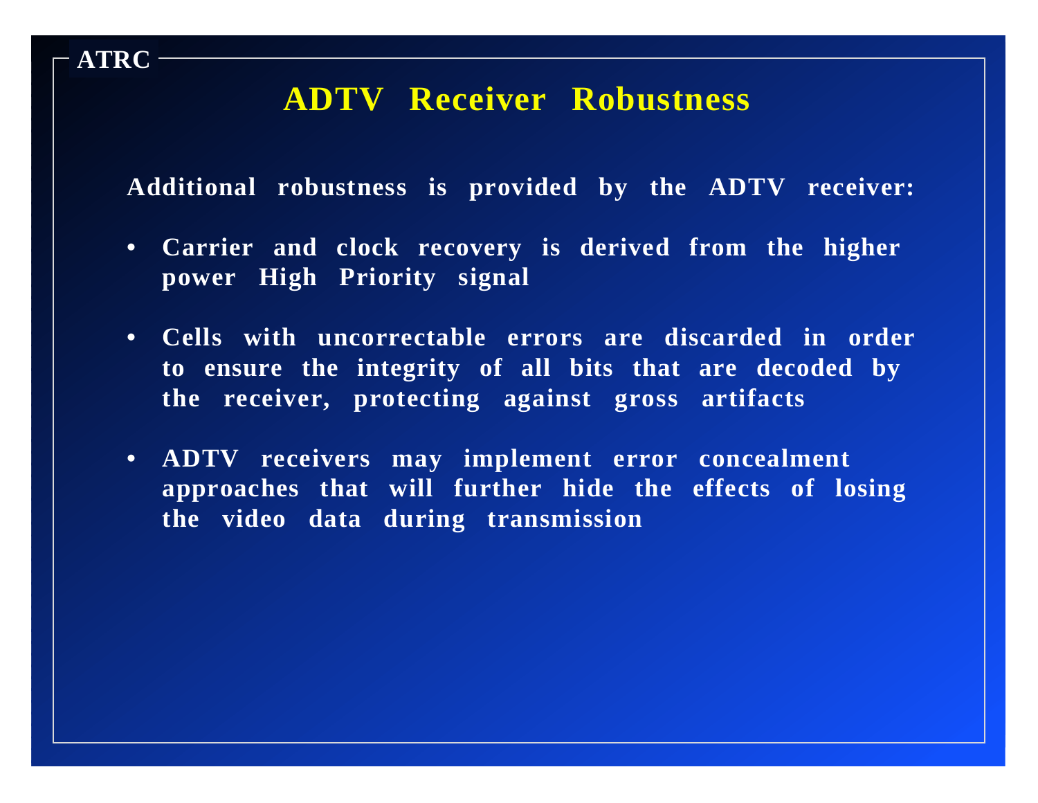## ADTV Receiver Robustness

Additional robustness is provided by the ADTV receiver:

- Carrier and clock recovery is derived from the higher power High Priority signal
- Cells with uncorrectable errors are discarded in order to ensure the integrity of all bits that are decoded by the receiver, protecting against gross artifacts
- ADTV receivers may implement error concealment approaches that will further hide the effects of losing the video data during transmission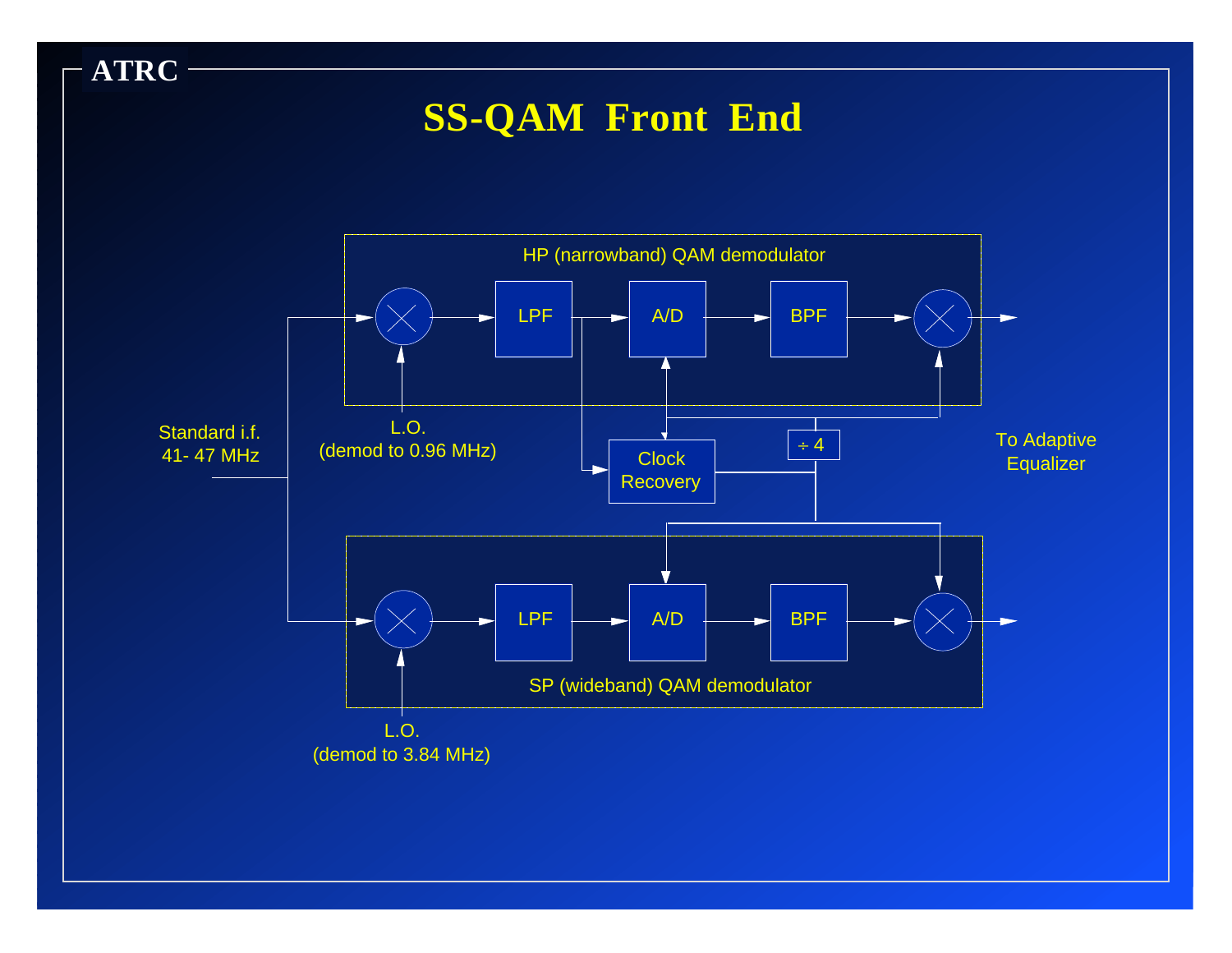ATRC

# SS-QAM Front End

HP (narrowband) QAM demodulator

LPF

A/D

BPF

Standard i.f.
41- 47 MHz

L.O.
(demod to 0.96 MHz)

Clock
Recovery

÷ 4

To Adaptive
Equalizer

LPF

A/D

BPF

SP (wideband) QAM demodulator

L.O.
(demod to 3.84 MHz)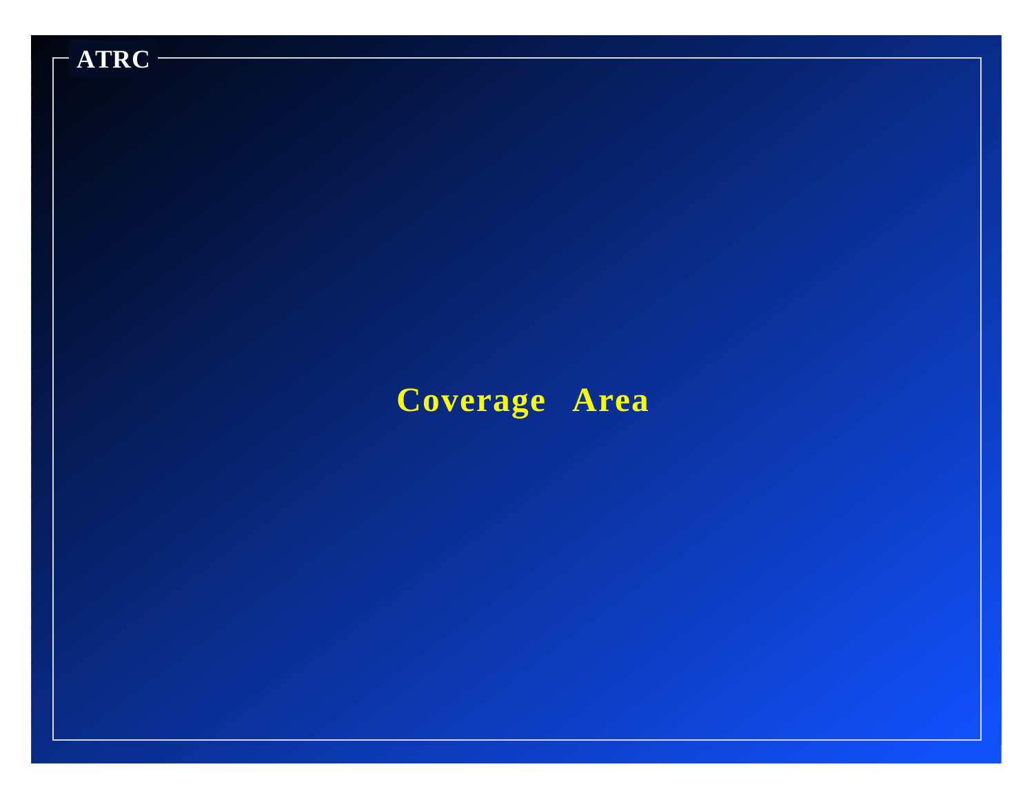# Coverage Area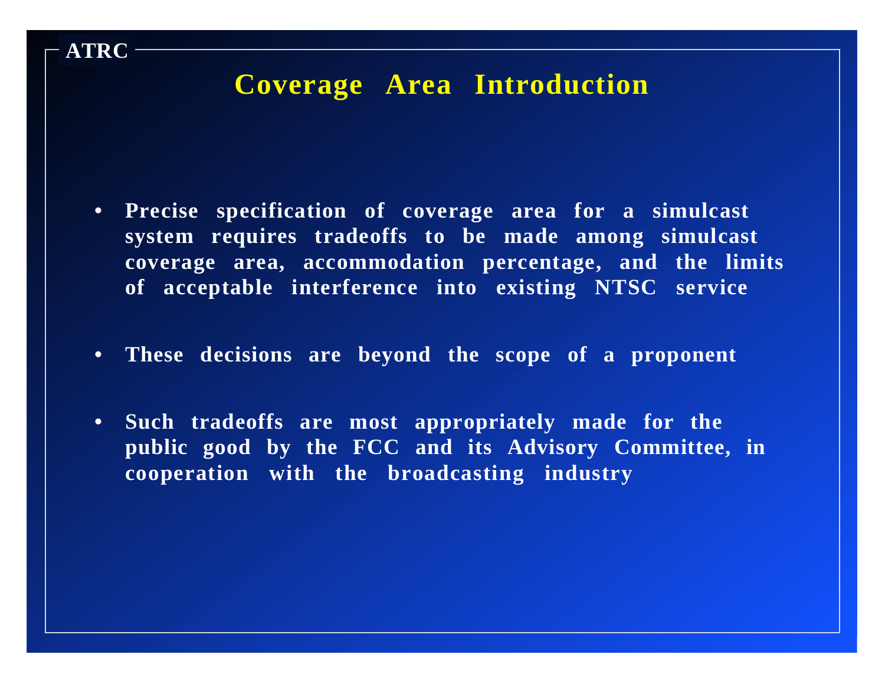ATRC

# Coverage Area Introduction

- **Precise specification of coverage area for a simulcast system requires tradeoffs to be made among simulcast coverage area, accommodation percentage, and the limits of acceptable interference into existing NTSC service**
- **These decisions are beyond the scope of a proponent**
- **Such tradeoffs are most appropriately made for the public good by the FCC and its Advisory Committee, in cooperation with the broadcasting industry**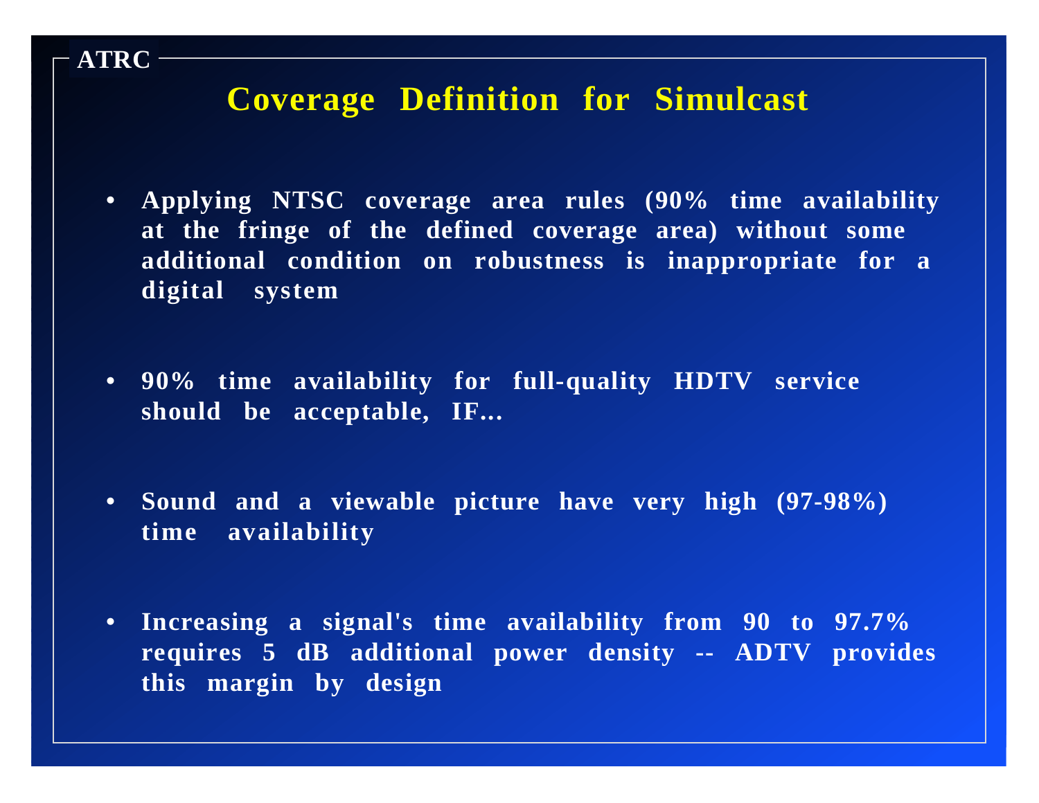ATRC

# Coverage Definition for Simulcast

- Applying NTSC coverage area rules (90% time availability at the fringe of the defined coverage area) without some additional condition on robustness is inappropriate for a digital system
- 90% time availability for full-quality HDTV service should be acceptable, IF...
- Sound and a viewable picture have very high (97-98%) time availability
- Increasing a signal's time availability from 90 to 97.7% requires 5 dB additional power density -- ADTV provides this margin by design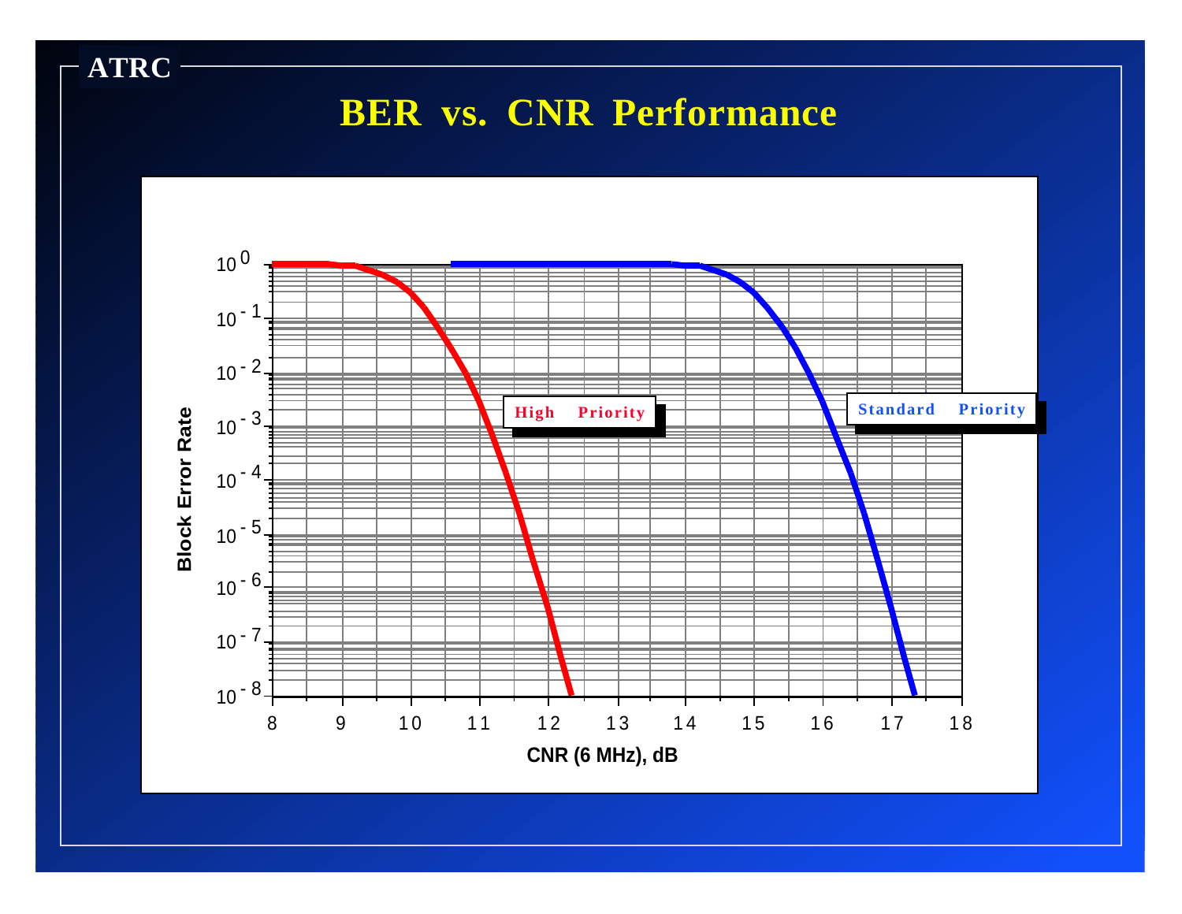ATRC

# BER vs. CNR Performance

Block Error Rate

$10^{0}$, $10^{-1}$, $10^{-2}$, $10^{-3}$, $10^{-4}$, $10^{-5}$, $10^{-6}$, $10^{-7}$, $10^{-8}$

High Priority

Standard Priority

8 9 10 11 12 13 14 15 16 17 18

CNR (6 MHz), dB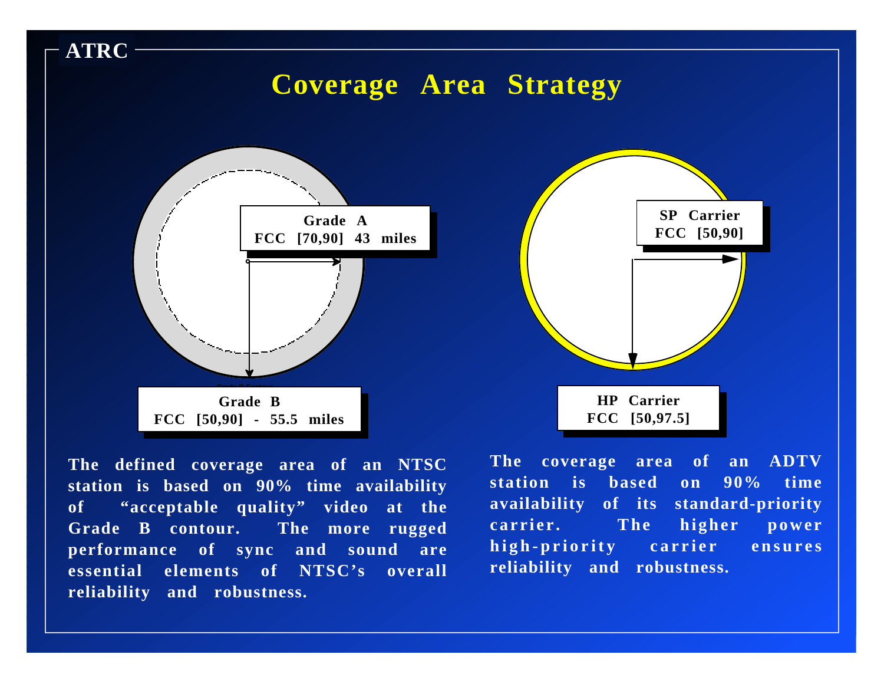ATRC

# Coverage Area Strategy

**Grade A**
**FCC [70,90] 43 miles**

**Grade B**
**FCC [50,90] - 55.5 miles**

**SP Carrier**
**FCC [50,90]**

**HP Carrier**
**FCC [50,97.5]**

**The defined coverage area of an NTSC station is based on 90% time availability of "acceptable quality" video at the Grade B contour. The more rugged performance of sync and sound are essential elements of NTSC's overall reliability and robustness.**

**The coverage area of an ADTV station is based on 90% time availability of its standard-priority carrier. The higher power high-priority carrier ensures reliability and robustness.**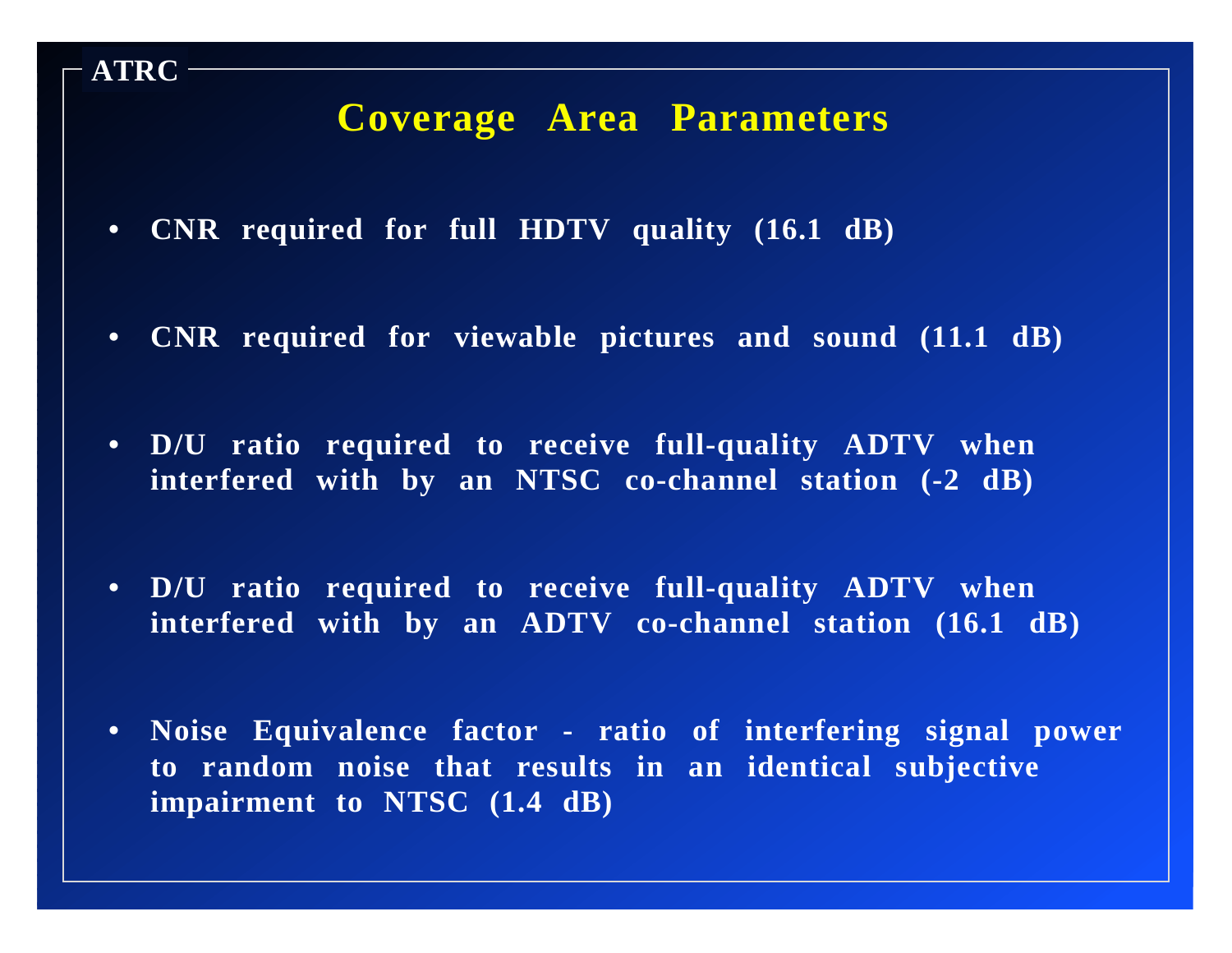ATRC

## Coverage Area Parameters

- **CNR required for full HDTV quality (16.1 dB)**
- **CNR required for viewable pictures and sound (11.1 dB)**
- **D/U ratio required to receive full-quality ADTV when interfered with by an NTSC co-channel station (-2 dB)**
- **D/U ratio required to receive full-quality ADTV when interfered with by an ADTV co-channel station (16.1 dB)**
- **Noise Equivalence factor - ratio of interfering signal power to random noise that results in an identical subjective impairment to NTSC (1.4 dB)**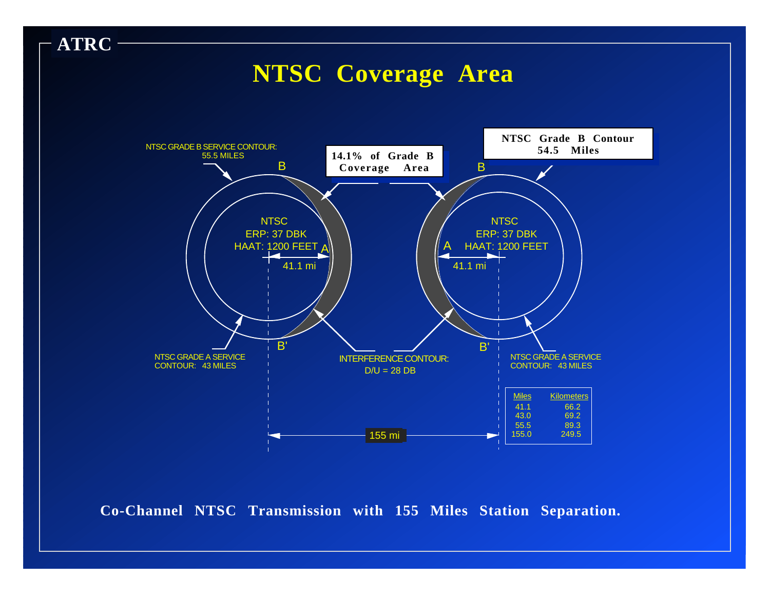ATRC

# NTSC Coverage Area

NTSC GRADE B SERVICE CONTOUR: 55.5 MILES

**14.1% of Grade B Coverage Area**

**NTSC Grade B Contour 54.5 Miles**

B

B

NTSC
ERP: 37 DBK
HAAT: 1200 FEET

A

41.1 mi

NTSC
ERP: 37 DBK
HAAT: 1200 FEET

A

41.1 mi

B'

B'

NTSC GRADE A SERVICE CONTOUR: 43 MILES

INTERFERENCE CONTOUR:
D/U = 28 DB

NTSC GRADE A SERVICE CONTOUR: 43 MILES

| Miles | Kilometers |
|---|---|
| 41.1 | 66.2 |
| 43.0 | 69.2 |
| 55.5 | 89.3 |
| 155.0 | 249.5 |

155 mi

**Co-Channel NTSC Transmission with 155 Miles Station Separation.**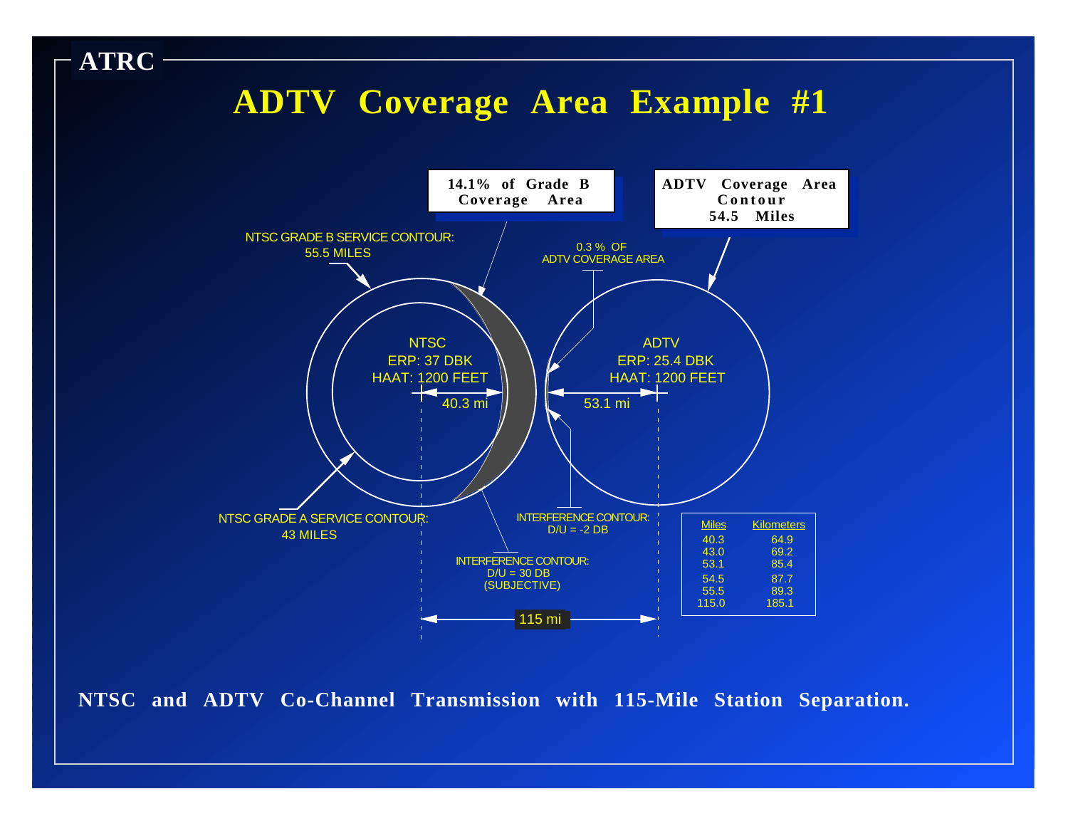ATRC

# ADTV Coverage Area Example #1

**14.1% of Grade B Coverage Area**

**ADTV Coverage Area Contour 54.5 Miles**

NTSC GRADE B SERVICE CONTOUR: 55.5 MILES

0.3 % OF ADTV COVERAGE AREA

NTSC
ERP: 37 DBK
HAAT: 1200 FEET

40.3 mi

ADTV
ERP: 25.4 DBK
HAAT: 1200 FEET

53.1 mi

NTSC GRADE A SERVICE CONTOUR: 43 MILES

INTERFERENCE CONTOUR: D/U = -2 DB

INTERFERENCE CONTOUR: D/U = 30 DB (SUBJECTIVE)

115 mi

| Miles | Kilometers |
|---|---|
| 40.3 | 64.9 |
| 43.0 | 69.2 |
| 53.1 | 85.4 |
| 54.5 | 87.7 |
| 55.5 | 89.3 |
| 115.0 | 185.1 |

**NTSC and ADTV Co-Channel Transmission with 115-Mile Station Separation.**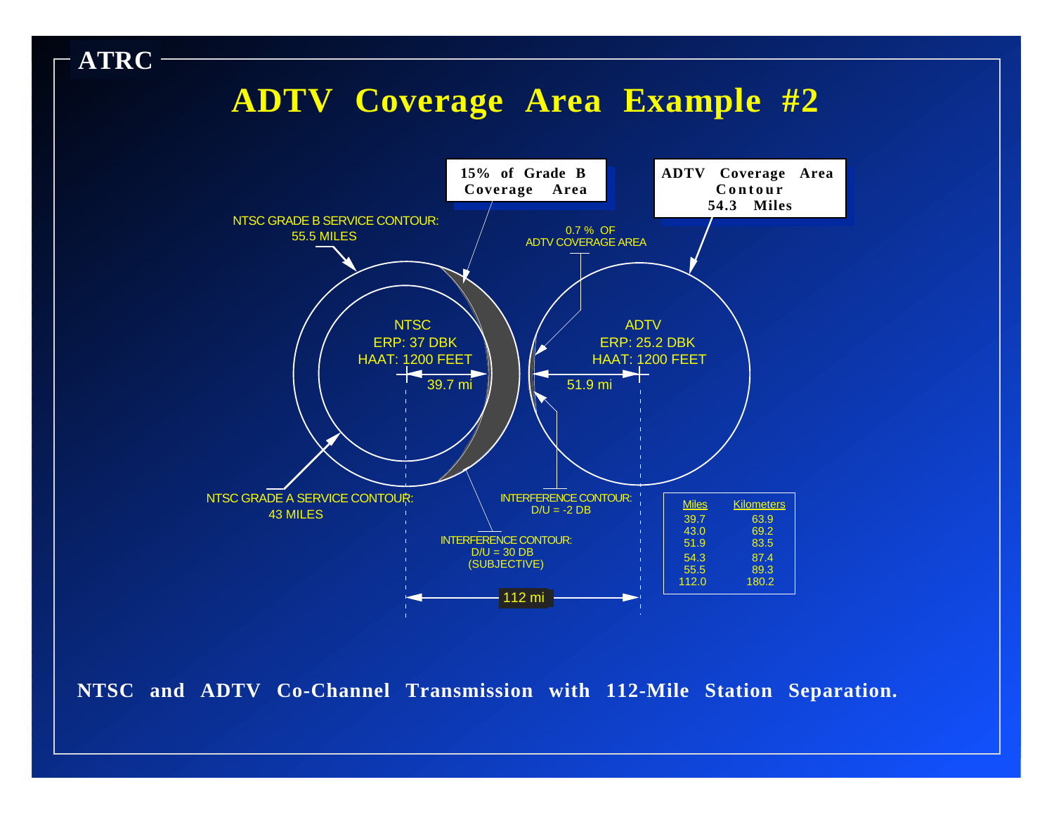# ADTV Coverage Area Example #2

15% of Grade B Coverage Area

ADTV Coverage Area Contour 54.3 Miles

NTSC GRADE B SERVICE CONTOUR: 55.5 MILES

0.7 % OF ADTV COVERAGE AREA

NTSC
ERP: 37 DBK
HAAT: 1200 FEET

39.7 mi

ADTV
ERP: 25.2 DBK
HAAT: 1200 FEET

51.9 mi

NTSC GRADE A SERVICE CONTOUR: 43 MILES

INTERFERENCE CONTOUR: D/U = -2 DB

INTERFERENCE CONTOUR: D/U = 30 DB (SUBJECTIVE)

112 mi

| Miles | Kilometers |
|---|---|
| 39.7 | 63.9 |
| 43.0 | 69.2 |
| 51.9 | 83.5 |
| 54.3 | 87.4 |
| 55.5 | 89.3 |
| 112.0 | 180.2 |

**NTSC and ADTV Co-Channel Transmission with 112-Mile Station Separation.**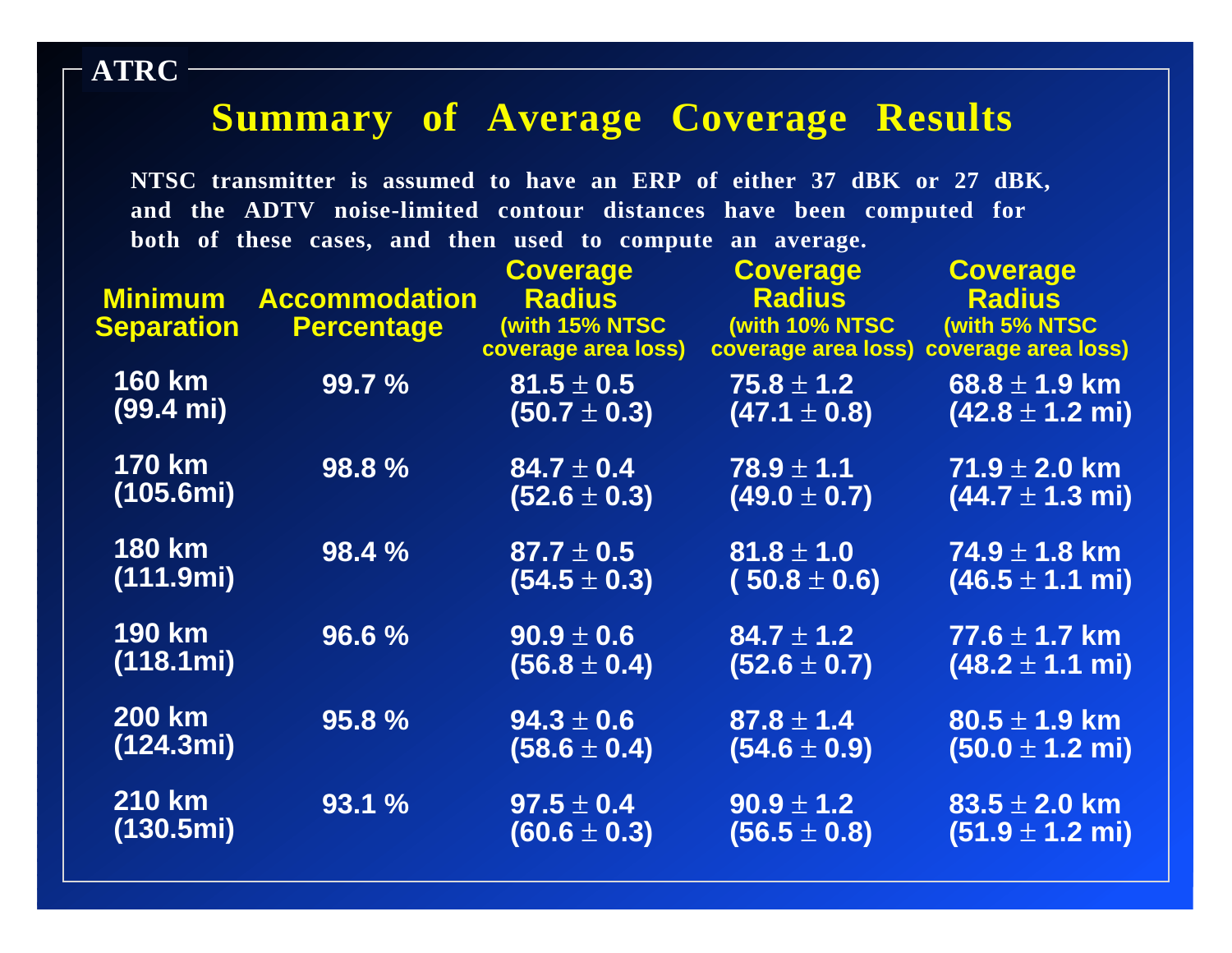ATRC

# Summary of Average Coverage Results

**NTSC transmitter is assumed to have an ERP of either 37 dBK or 27 dBK, and the ADTV noise-limited contour distances have been computed for both of these cases, and then used to compute an average.**

| Minimum Separation | Accommodation Percentage | Coverage Radius (with 15% NTSC coverage area loss) | Coverage Radius (with 10% NTSC coverage area loss) | Coverage Radius (with 5% NTSC coverage area loss) |
|---|---|---|---|---|
| 160 km (99.4 mi) | 99.7 % | 81.5 ± 0.5 (50.7 ± 0.3) | 75.8 ± 1.2 (47.1 ± 0.8) | 68.8 ± 1.9 km (42.8 ± 1.2 mi) |
| 170 km (105.6mi) | 98.8 % | 84.7 ± 0.4 (52.6 ± 0.3) | 78.9 ± 1.1 (49.0 ± 0.7) | 71.9 ± 2.0 km (44.7 ± 1.3 mi) |
| 180 km (111.9mi) | 98.4 % | 87.7 ± 0.5 (54.5 ± 0.3) | 81.8 ± 1.0 ( 50.8 ± 0.6) | 74.9 ± 1.8 km (46.5 ± 1.1 mi) |
| 190 km (118.1mi) | 96.6 % | 90.9 ± 0.6 (56.8 ± 0.4) | 84.7 ± 1.2 (52.6 ± 0.7) | 77.6 ± 1.7 km (48.2 ± 1.1 mi) |
| 200 km (124.3mi) | 95.8 % | 94.3 ± 0.6 (58.6 ± 0.4) | 87.8 ± 1.4 (54.6 ± 0.9) | 80.5 ± 1.9 km (50.0 ± 1.2 mi) |
| 210 km (130.5mi) | 93.1 % | 97.5 ± 0.4 (60.6 ± 0.3) | 90.9 ± 1.2 (56.5 ± 0.8) | 83.5 ± 2.0 km (51.9 ± 1.2 mi) |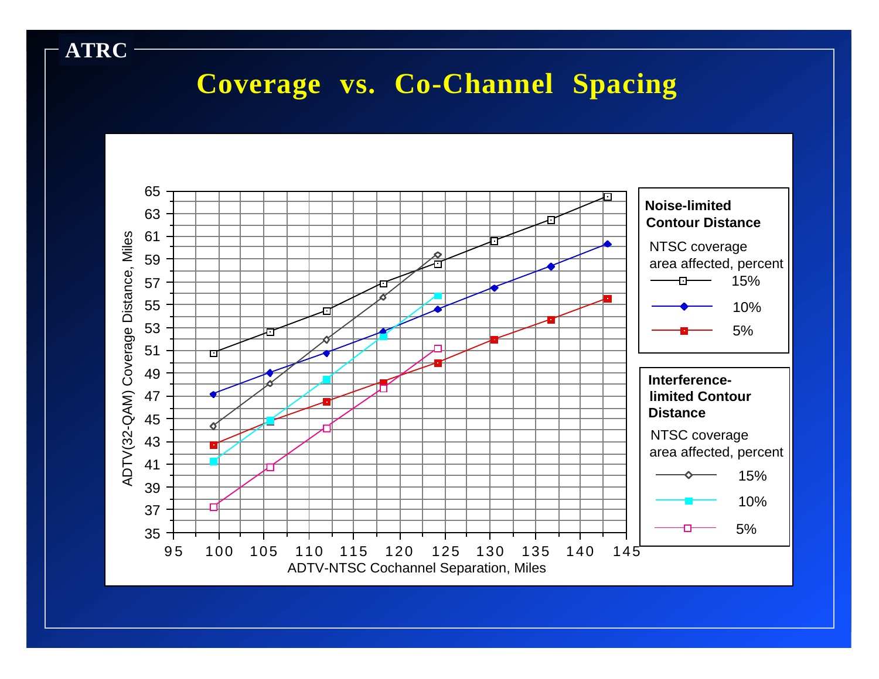ATRC

# Coverage vs. Co-Channel Spacing

ADTV(32-QAM) Coverage Distance, Miles

ADTV-NTSC Cochannel Separation, Miles

**Noise-limited Contour Distance**

NTSC coverage area affected, percent

- 15%
- 10%
- 5%

**Interference-limited Contour Distance**

NTSC coverage area affected, percent

- 15%
- 10%
- 5%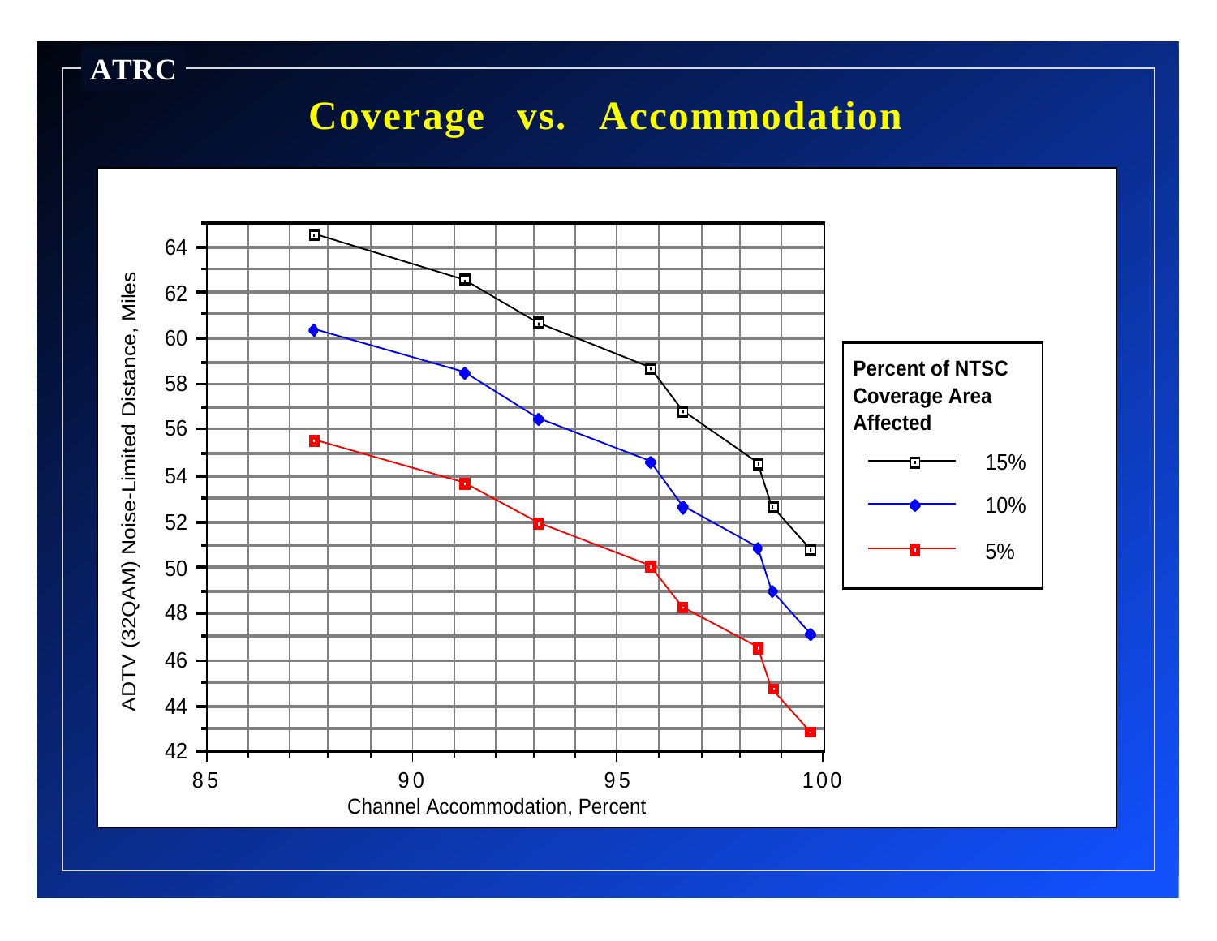ATRC

# Coverage vs. Accommodation

ADTV (32QAM) Noise-Limited Distance, Miles

Channel Accommodation, Percent

**Percent of NTSC Coverage Area Affected**

- 15%
- 10%
- 5%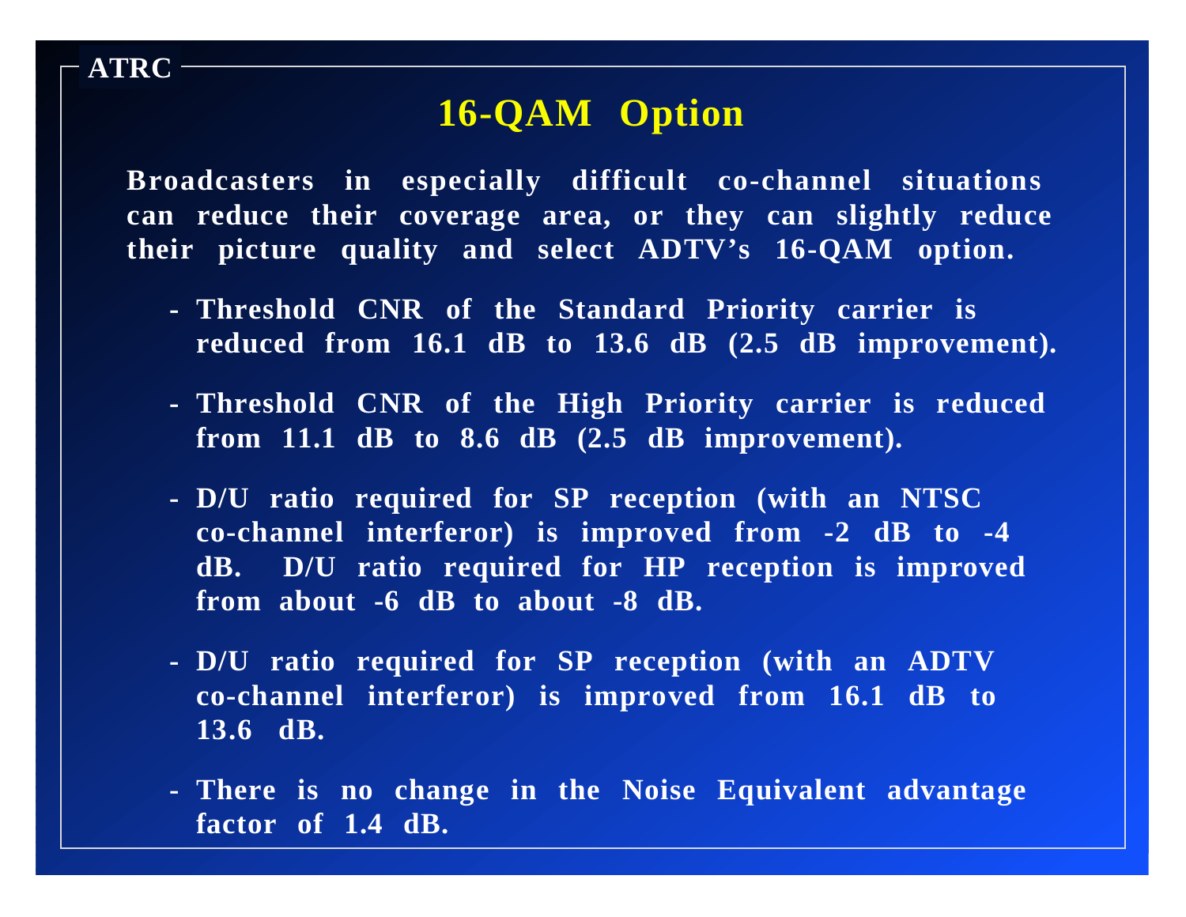# 16-QAM Option

**Broadcasters in especially difficult co-channel situations can reduce their coverage area, or they can slightly reduce their picture quality and select ADTV's 16-QAM option.**

- **Threshold CNR of the Standard Priority carrier is reduced from 16.1 dB to 13.6 dB (2.5 dB improvement).**
- **Threshold CNR of the High Priority carrier is reduced from 11.1 dB to 8.6 dB (2.5 dB improvement).**
- **D/U ratio required for SP reception (with an NTSC co-channel interferor) is improved from -2 dB to -4 dB. D/U ratio required for HP reception is improved from about -6 dB to about -8 dB.**
- **D/U ratio required for SP reception (with an ADTV co-channel interferor) is improved from 16.1 dB to 13.6 dB.**
- **There is no change in the Noise Equivalent advantage factor of 1.4 dB.**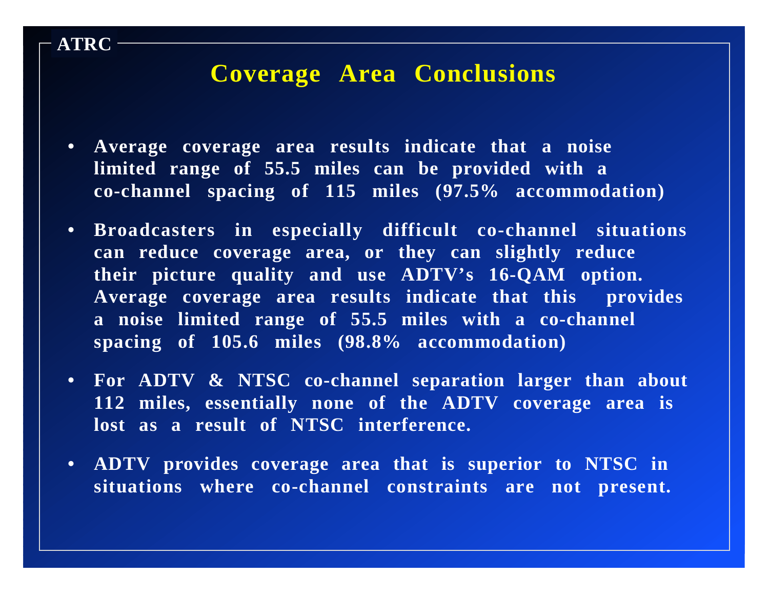# Coverage Area Conclusions

- Average coverage area results indicate that a noise limited range of 55.5 miles can be provided with a co-channel spacing of 115 miles (97.5% accommodation)
- Broadcasters in especially difficult co-channel situations can reduce coverage area, or they can slightly reduce their picture quality and use ADTV's 16-QAM option. Average coverage area results indicate that this provides a noise limited range of 55.5 miles with a co-channel spacing of 105.6 miles (98.8% accommodation)
- For ADTV & NTSC co-channel separation larger than about 112 miles, essentially none of the ADTV coverage area is lost as a result of NTSC interference.
- ADTV provides coverage area that is superior to NTSC in situations where co-channel constraints are not present.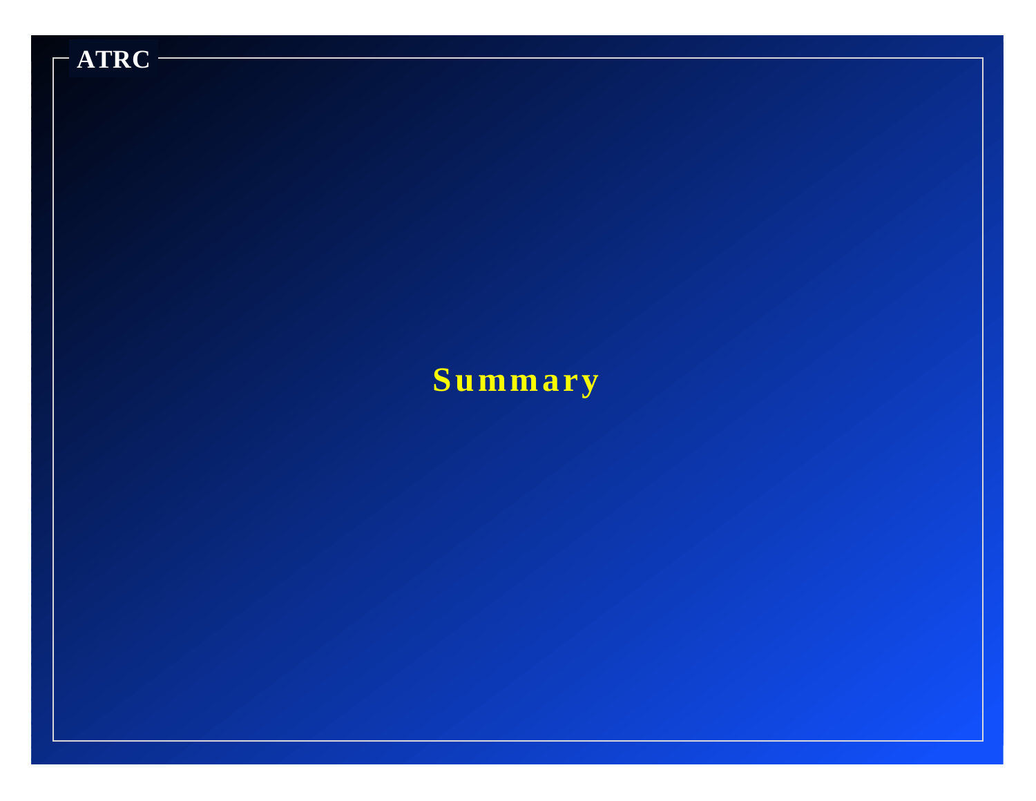# Summary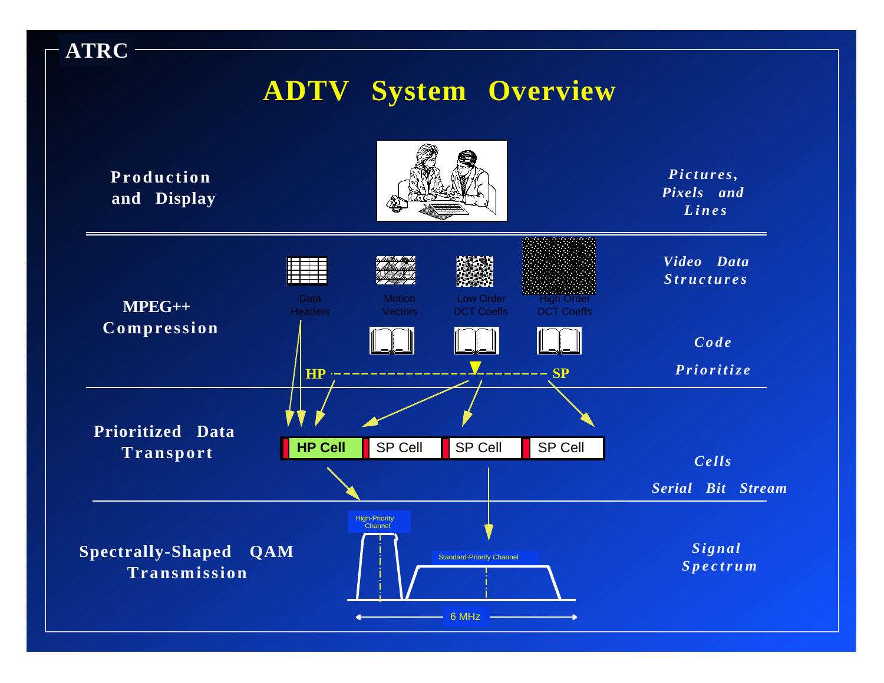ATRC

# ADTV System Overview

**Production and Display** — *Pictures, Pixels and Lines*

**MPEG++ Compression** — *Video Data Structures*

Data Headers | Motion Vectors | Low Order DCT Coeffs | High Order DCT Coeffs

*Code*

*Prioritize*

HP ---------- SP

**Prioritized Data Transport** — *Cells*

HP Cell | SP Cell | SP Cell | SP Cell

*Serial Bit Stream*

**Spectrally-Shaped QAM Transmission** — *Signal Spectrum*

High-Priority Channel

Standard-Priority Channel

6 MHz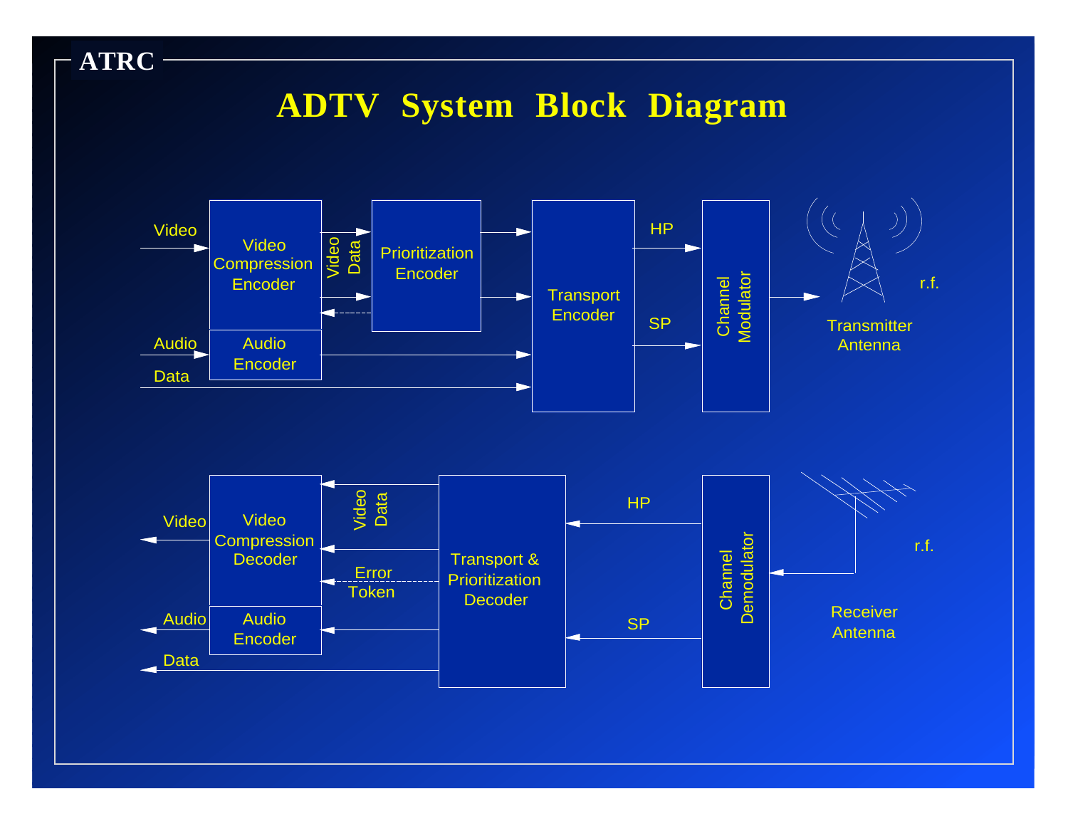ATRC

# ADTV System Block Diagram

Video — Video Compression Encoder — Video Data — Prioritization Encoder — Transport Encoder — HP / SP — Channel Modulator — r.f. — Transmitter Antenna

Audio — Audio Encoder

Data

Video — Video Compression Decoder — Video Data — Error Token — Transport & Prioritization Decoder — HP / SP — Channel Demodulator — r.f. — Receiver Antenna

Audio — Audio Encoder

Data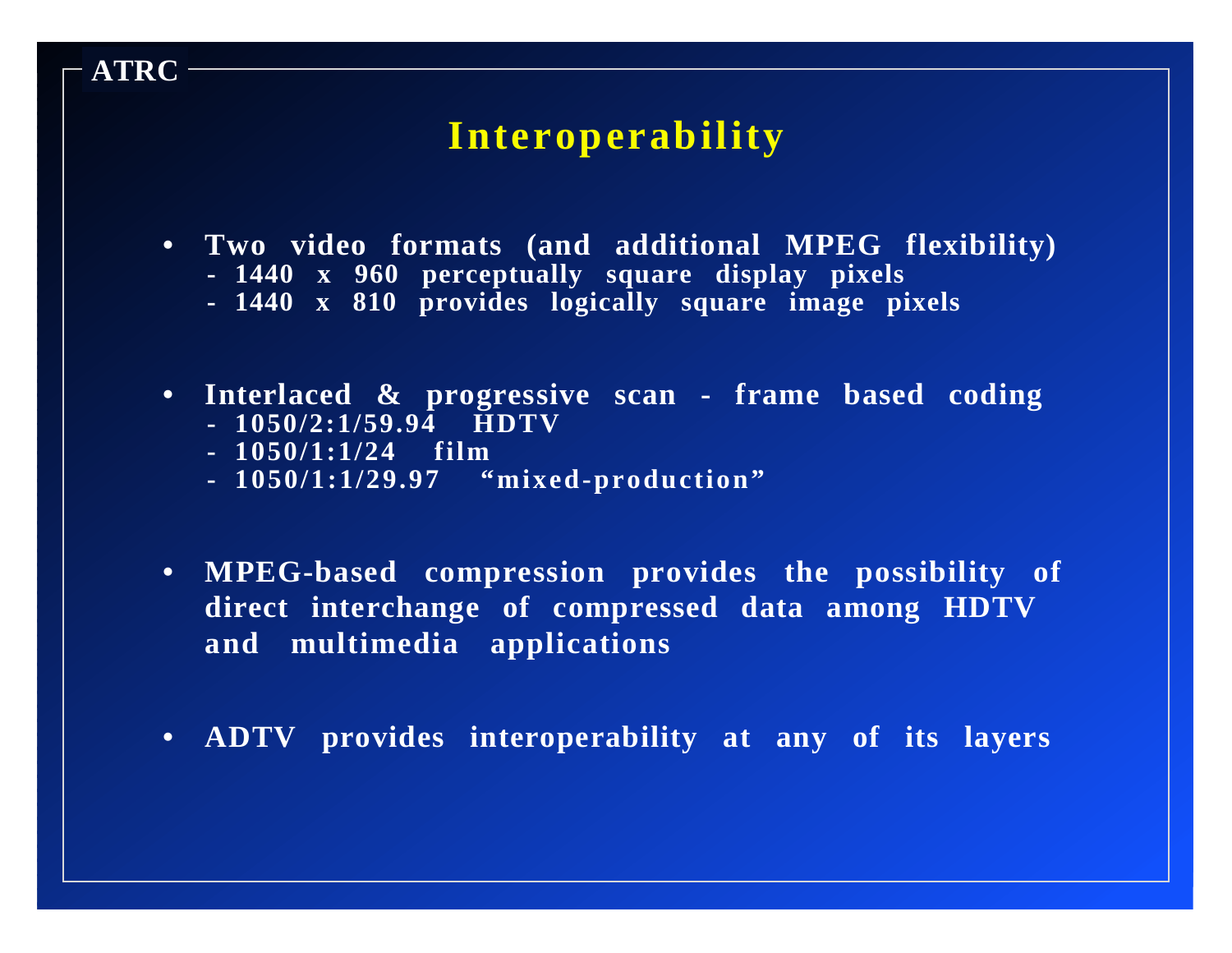ATRC

# Interoperability

- Two video formats (and additional MPEG flexibility)
  - 1440 x 960 perceptually square display pixels
  - 1440 x 810 provides logically square image pixels

- Interlaced & progressive scan - frame based coding
  - 1050/2:1/59.94 HDTV
  - 1050/1:1/24 film
  - 1050/1:1/29.97 “mixed-production”

- MPEG-based compression provides the possibility of direct interchange of compressed data among HDTV and multimedia applications

- ADTV provides interoperability at any of its layers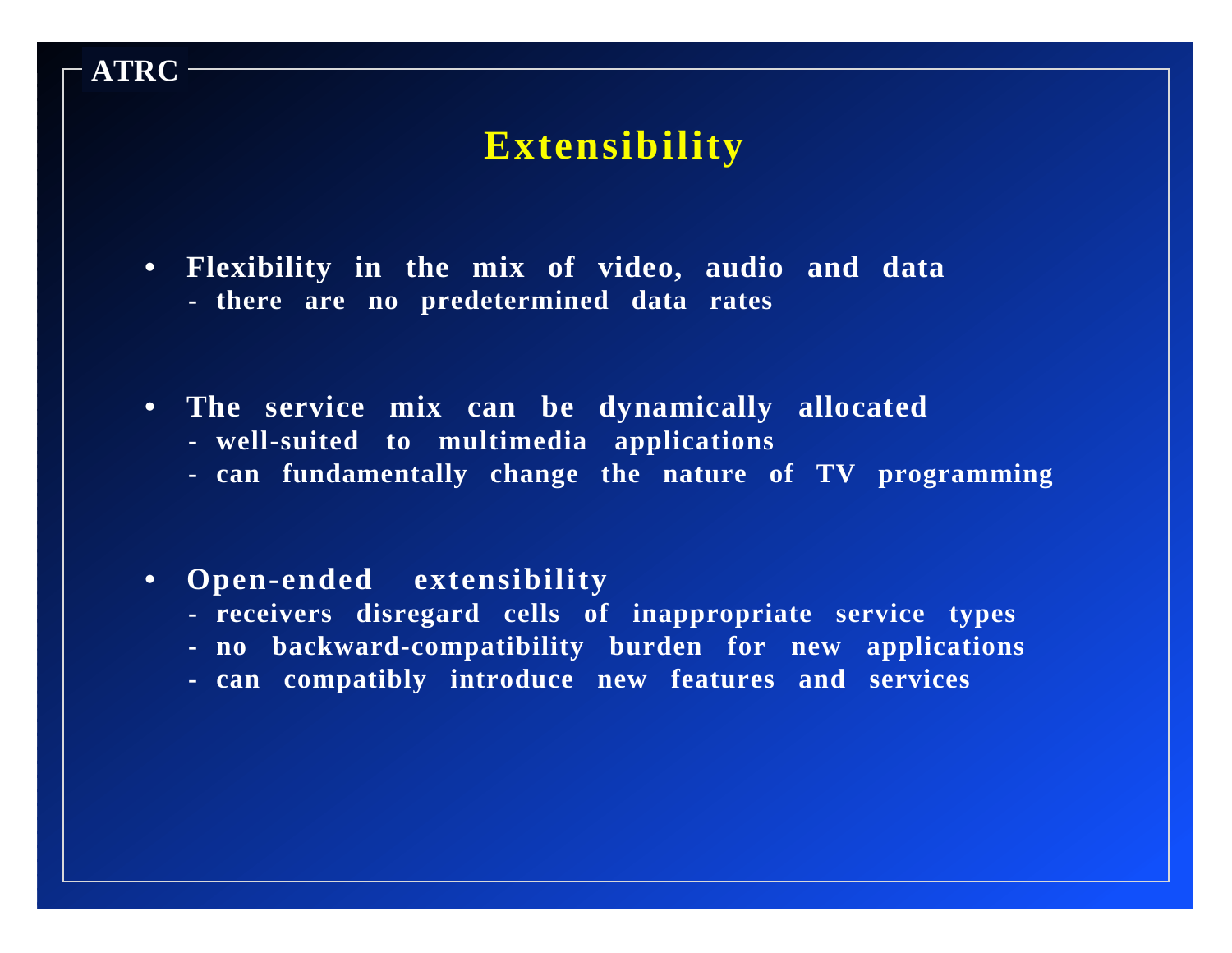ATRC

# Extensibility

- **Flexibility in the mix of video, audio and data**
  - **there are no predetermined data rates**

- **The service mix can be dynamically allocated**
  - **well-suited to multimedia applications**
  - **can fundamentally change the nature of TV programming**

- **Open-ended extensibility**
  - **receivers disregard cells of inappropriate service types**
  - **no backward-compatibility burden for new applications**
  - **can compatibly introduce new features and services**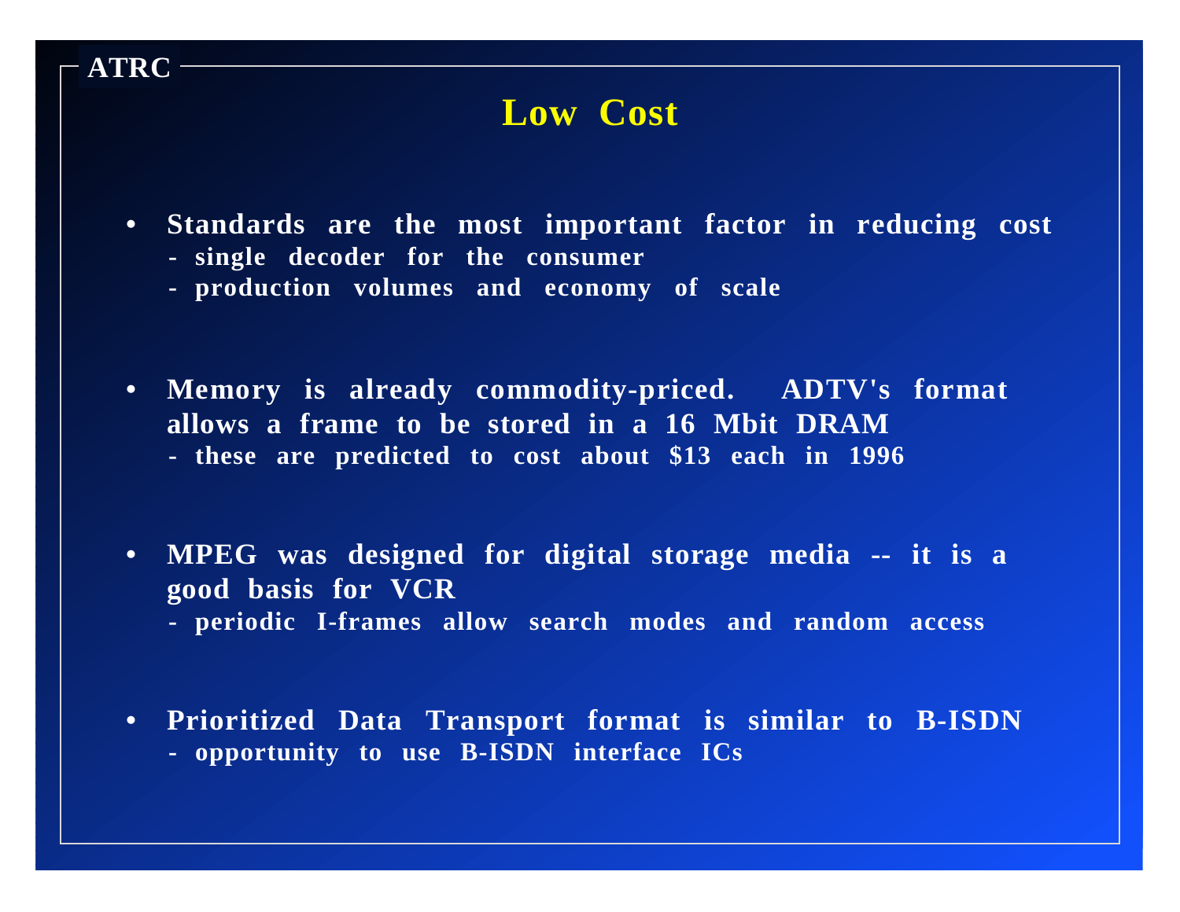# Low Cost

- **Standards are the most important factor in reducing cost**
  - single decoder for the consumer
  - production volumes and economy of scale

- **Memory is already commodity-priced. ADTV's format allows a frame to be stored in a 16 Mbit DRAM**
  - these are predicted to cost about $13 each in 1996

- **MPEG was designed for digital storage media -- it is a good basis for VCR**
  - periodic I-frames allow search modes and random access

- **Prioritized Data Transport format is similar to B-ISDN**
  - opportunity to use B-ISDN interface ICs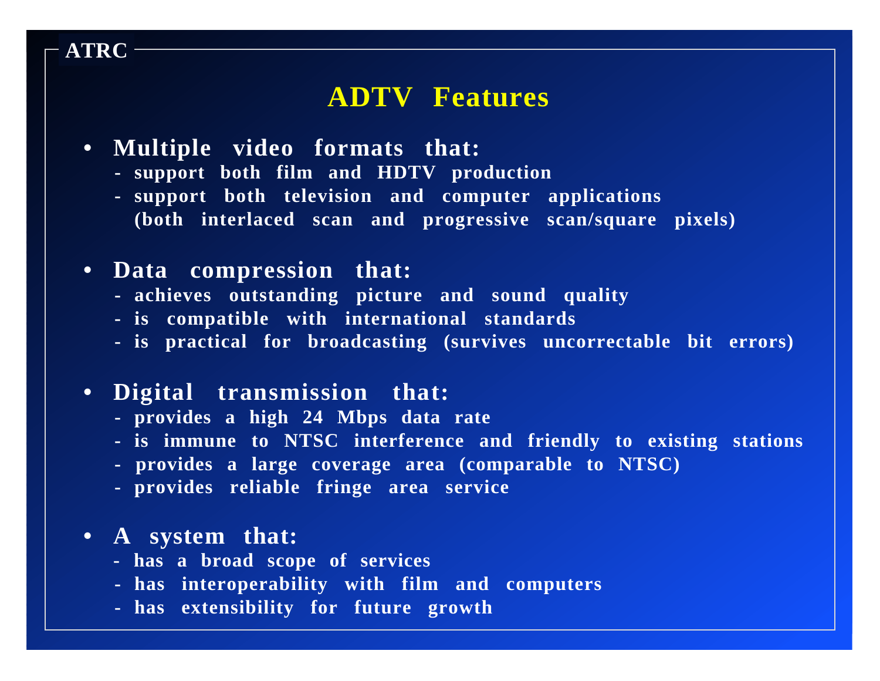ATRC

# ADTV Features

- **Multiple video formats that:**
  - support both film and HDTV production
  - support both television and computer applications (both interlaced scan and progressive scan/square pixels)

- **Data compression that:**
  - achieves outstanding picture and sound quality
  - is compatible with international standards
  - is practical for broadcasting (survives uncorrectable bit errors)

- **Digital transmission that:**
  - provides a high 24 Mbps data rate
  - is immune to NTSC interference and friendly to existing stations
  - provides a large coverage area (comparable to NTSC)
  - provides reliable fringe area service

- **A system that:**
  - has a broad scope of services
  - has interoperability with film and computers
  - has extensibility for future growth